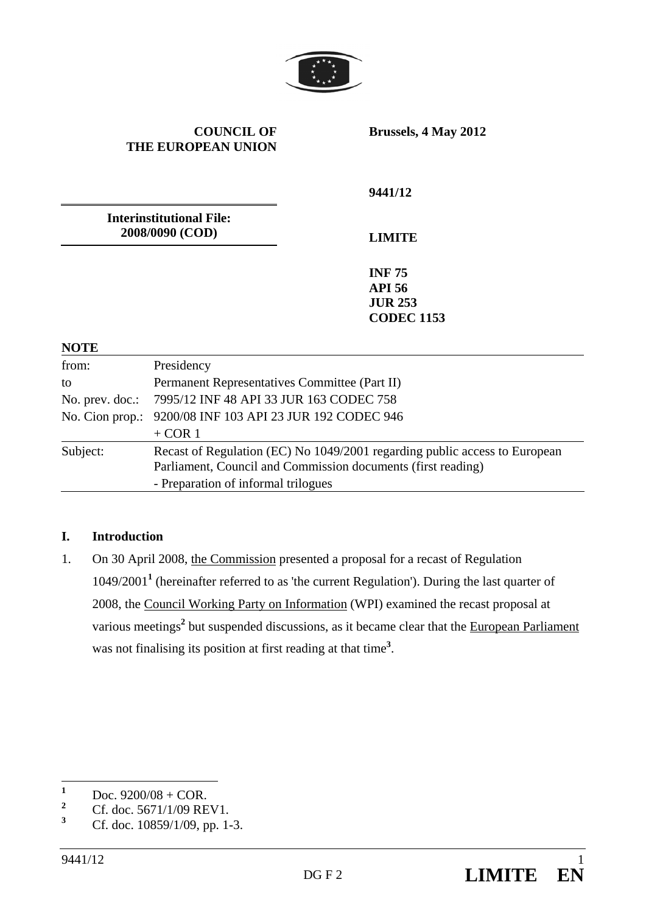**COUNCIL OF THE EUROPEAN UNION**

**Brussels, 4 May 2012**

**9441/12**

**Interinstitutional File: 2008/0090 (COD)**

**LIMITE**

**INF 75**
**API 56**
**JUR 253**
**CODEC 1153**

**NOTE**

| | |
|---|---|
| from: | Presidency |
| to | Permanent Representatives Committee (Part II) |
| No. prev. doc.: | 7995/12 INF 48 API 33 JUR 163 CODEC 758 |
| No. Cion prop.: | 9200/08 INF 103 API 23 JUR 192 CODEC 946 + COR 1 |
| Subject: | Recast of Regulation (EC) No 1049/2001 regarding public access to European Parliament, Council and Commission documents (first reading) - Preparation of informal trilogues |

## I. Introduction

1. On 30 April 2008, the Commission presented a proposal for a recast of Regulation 1049/2001[1] (hereinafter referred to as 'the current Regulation'). During the last quarter of 2008, the Council Working Party on Information (WPI) examined the recast proposal at various meetings[2] but suspended discussions, as it became clear that the European Parliament was not finalising its position at first reading at that time[3].

---

[1] Doc. 9200/08 + COR.

[2] Cf. doc. 5671/1/09 REV1.

[3] Cf. doc. 10859/1/09, pp. 1-3.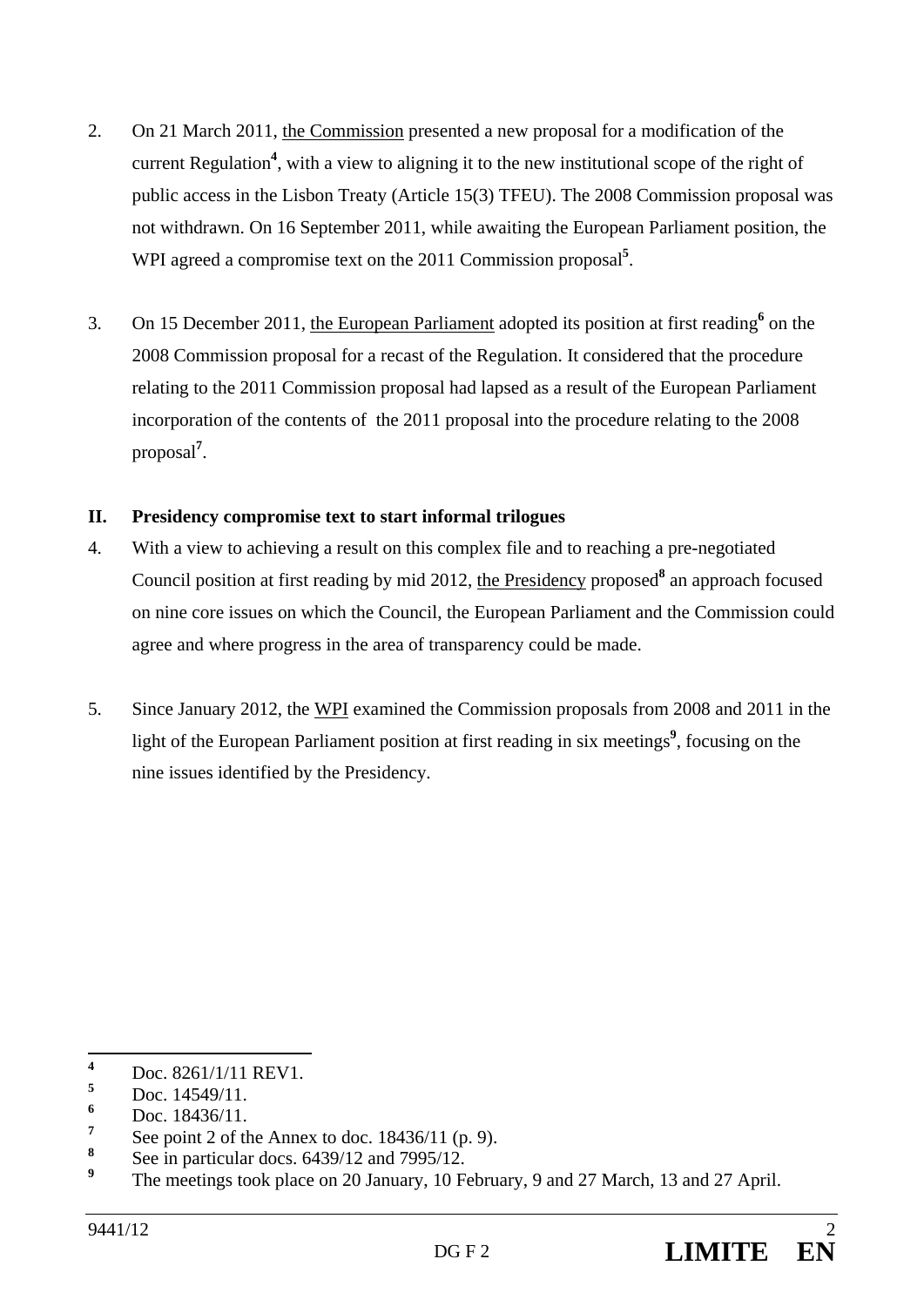2. On 21 March 2011, the Commission presented a new proposal for a modification of the current Regulation[4], with a view to aligning it to the new institutional scope of the right of public access in the Lisbon Treaty (Article 15(3) TFEU). The 2008 Commission proposal was not withdrawn. On 16 September 2011, while awaiting the European Parliament position, the WPI agreed a compromise text on the 2011 Commission proposal[5].

3. On 15 December 2011, the European Parliament adopted its position at first reading[6] on the 2008 Commission proposal for a recast of the Regulation. It considered that the procedure relating to the 2011 Commission proposal had lapsed as a result of the European Parliament incorporation of the contents of the 2011 proposal into the procedure relating to the 2008 proposal[7].

## II. Presidency compromise text to start informal trilogues

4. With a view to achieving a result on this complex file and to reaching a pre-negotiated Council position at first reading by mid 2012, the Presidency proposed[8] an approach focused on nine core issues on which the Council, the European Parliament and the Commission could agree and where progress in the area of transparency could be made.

5. Since January 2012, the WPI examined the Commission proposals from 2008 and 2011 in the light of the European Parliament position at first reading in six meetings[9], focusing on the nine issues identified by the Presidency.

---

[4] Doc. 8261/1/11 REV1.
[5] Doc. 14549/11.
[6] Doc. 18436/11.
[7] See point 2 of the Annex to doc. 18436/11 (p. 9).
[8] See in particular docs. 6439/12 and 7995/12.
[9] The meetings took place on 20 January, 10 February, 9 and 27 March, 13 and 27 April.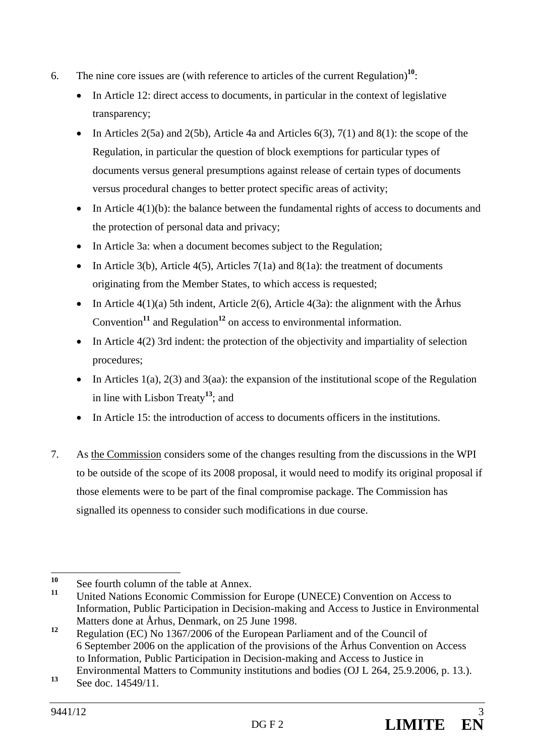6. The nine core issues are (with reference to articles of the current Regulation)[10]:

   - In Article 12: direct access to documents, in particular in the context of legislative transparency;
   - In Articles 2(5a) and 2(5b), Article 4a and Articles 6(3), 7(1) and 8(1): the scope of the Regulation, in particular the question of block exemptions for particular types of documents versus general presumptions against release of certain types of documents versus procedural changes to better protect specific areas of activity;
   - In Article 4(1)(b): the balance between the fundamental rights of access to documents and the protection of personal data and privacy;
   - In Article 3a: when a document becomes subject to the Regulation;
   - In Article 3(b), Article 4(5), Articles 7(1a) and 8(1a): the treatment of documents originating from the Member States, to which access is requested;
   - In Article 4(1)(a) 5th indent, Article 2(6), Article 4(3a): the alignment with the Århus Convention[11] and Regulation[12] on access to environmental information.
   - In Article 4(2) 3rd indent: the protection of the objectivity and impartiality of selection procedures;
   - In Articles 1(a), 2(3) and 3(aa): the expansion of the institutional scope of the Regulation in line with Lisbon Treaty[13]; and
   - In Article 15: the introduction of access to documents officers in the institutions.

7. As the Commission considers some of the changes resulting from the discussions in the WPI to be outside of the scope of its 2008 proposal, it would need to modify its original proposal if those elements were to be part of the final compromise package. The Commission has signalled its openness to consider such modifications in due course.

---

[10] See fourth column of the table at Annex.

[11] United Nations Economic Commission for Europe (UNECE) Convention on Access to Information, Public Participation in Decision-making and Access to Justice in Environmental Matters done at Århus, Denmark, on 25 June 1998.

[12] Regulation (EC) No 1367/2006 of the European Parliament and of the Council of 6 September 2006 on the application of the provisions of the Århus Convention on Access to Information, Public Participation in Decision-making and Access to Justice in Environmental Matters to Community institutions and bodies (OJ L 264, 25.9.2006, p. 13.).

[13] See doc. 14549/11.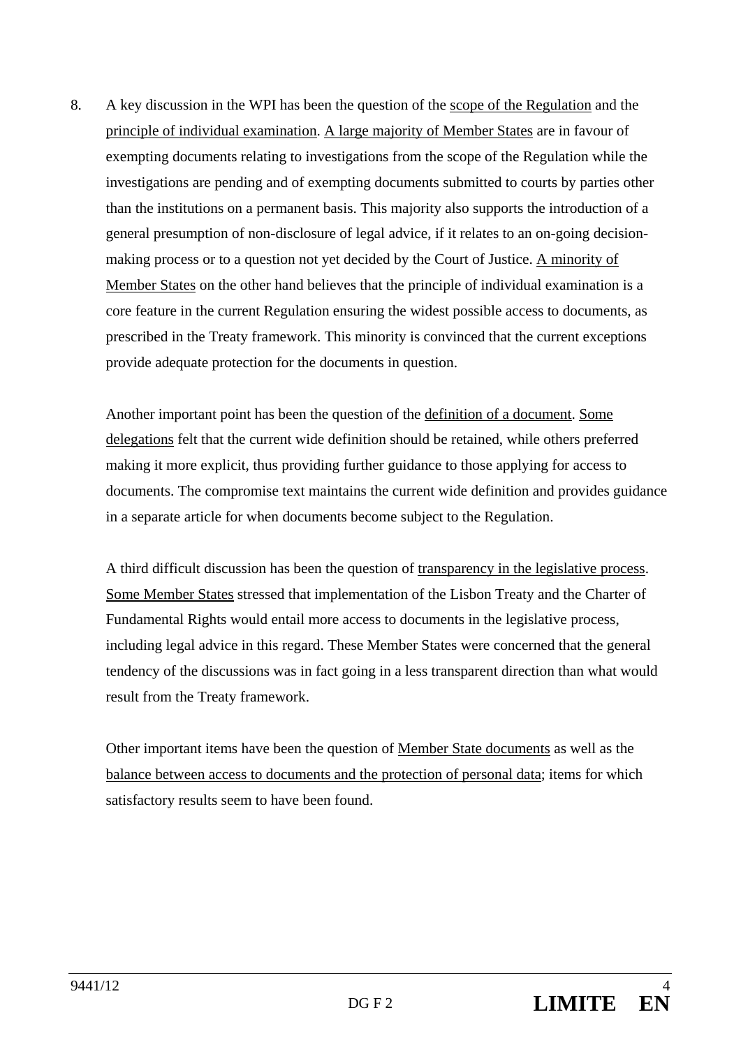8. A key discussion in the WPI has been the question of the <u>scope of the Regulation</u> and the <u>principle of individual examination</u>. <u>A large majority of Member States</u> are in favour of exempting documents relating to investigations from the scope of the Regulation while the investigations are pending and of exempting documents submitted to courts by parties other than the institutions on a permanent basis. This majority also supports the introduction of a general presumption of non-disclosure of legal advice, if it relates to an on-going decision-making process or to a question not yet decided by the Court of Justice. <u>A minority of Member States</u> on the other hand believes that the principle of individual examination is a core feature in the current Regulation ensuring the widest possible access to documents, as prescribed in the Treaty framework. This minority is convinced that the current exceptions provide adequate protection for the documents in question.

   Another important point has been the question of the <u>definition of a document</u>. <u>Some delegations</u> felt that the current wide definition should be retained, while others preferred making it more explicit, thus providing further guidance to those applying for access to documents. The compromise text maintains the current wide definition and provides guidance in a separate article for when documents become subject to the Regulation.

   A third difficult discussion has been the question of <u>transparency in the legislative process</u>. <u>Some Member States</u> stressed that implementation of the Lisbon Treaty and the Charter of Fundamental Rights would entail more access to documents in the legislative process, including legal advice in this regard. These Member States were concerned that the general tendency of the discussions was in fact going in a less transparent direction than what would result from the Treaty framework.

   Other important items have been the question of <u>Member State documents</u> as well as the <u>balance between access to documents and the protection of personal data</u>; items for which satisfactory results seem to have been found.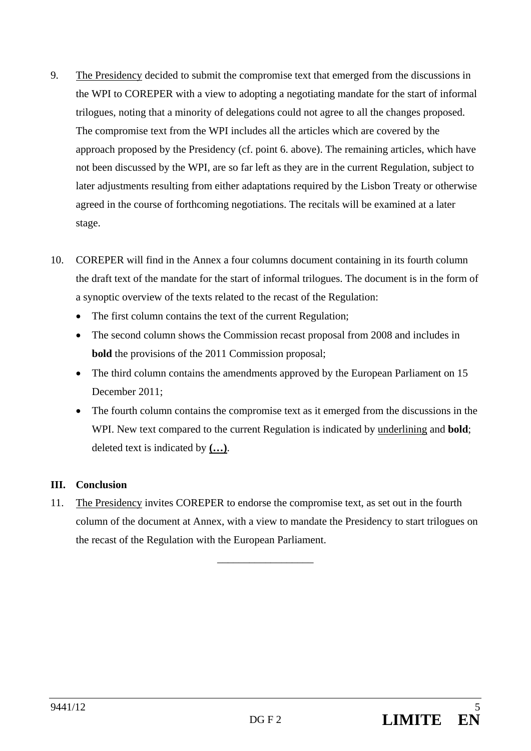9. The Presidency decided to submit the compromise text that emerged from the discussions in the WPI to COREPER with a view to adopting a negotiating mandate for the start of informal trilogues, noting that a minority of delegations could not agree to all the changes proposed. The compromise text from the WPI includes all the articles which are covered by the approach proposed by the Presidency (cf. point 6. above). The remaining articles, which have not been discussed by the WPI, are so far left as they are in the current Regulation, subject to later adjustments resulting from either adaptations required by the Lisbon Treaty or otherwise agreed in the course of forthcoming negotiations. The recitals will be examined at a later stage.

10. COREPER will find in the Annex a four columns document containing in its fourth column the draft text of the mandate for the start of informal trilogues. The document is in the form of a synoptic overview of the texts related to the recast of the Regulation:

   - The first column contains the text of the current Regulation;
   - The second column shows the Commission recast proposal from 2008 and includes in **bold** the provisions of the 2011 Commission proposal;
   - The third column contains the amendments approved by the European Parliament on 15 December 2011;
   - The fourth column contains the compromise text as it emerged from the discussions in the WPI. New text compared to the current Regulation is indicated by underlining and **bold**; deleted text is indicated by **(…)**.

## III. Conclusion

11. The Presidency invites COREPER to endorse the compromise text, as set out in the fourth column of the document at Annex, with a view to mandate the Presidency to start trilogues on the recast of the Regulation with the European Parliament.

\_\_\_\_\_\_\_\_\_\_\_\_\_\_\_\_\_\_\_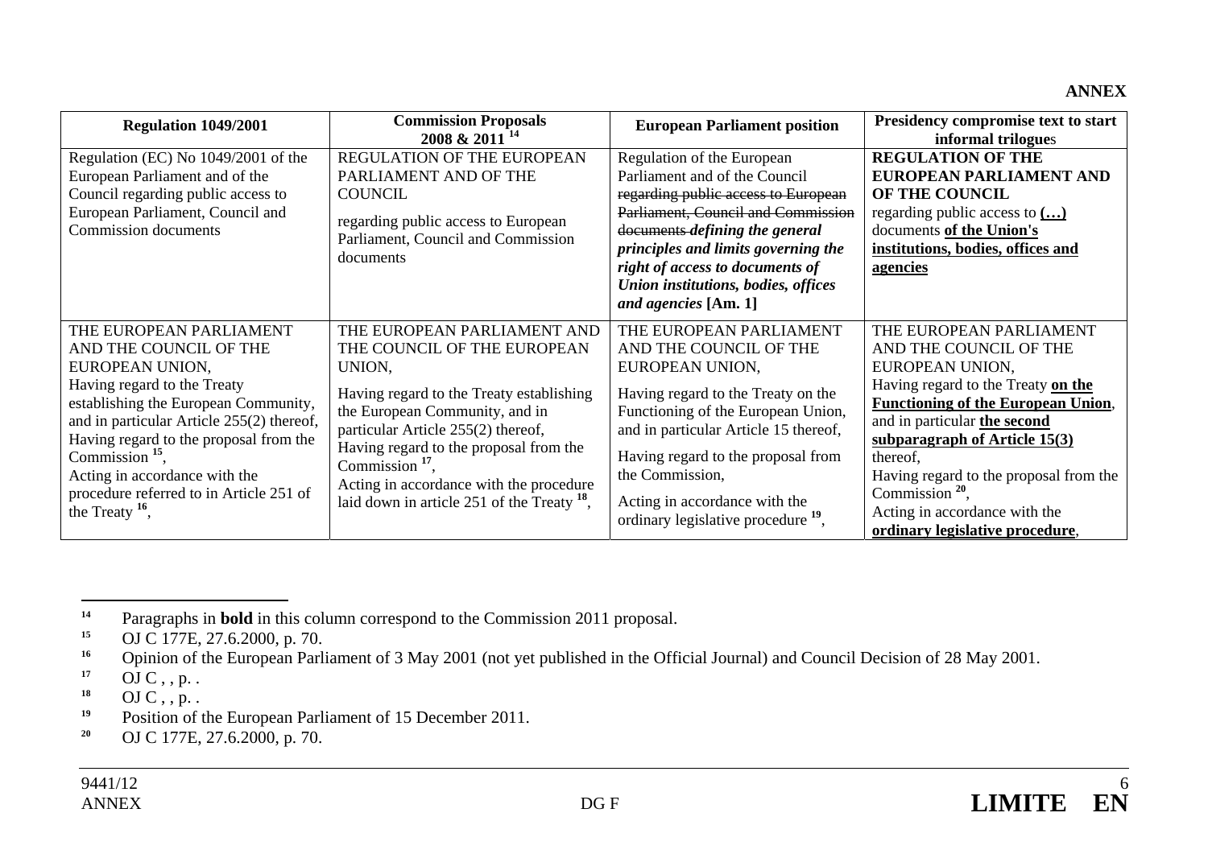**ANNEX**

| Regulation 1049/2001 | Commission Proposals 2008 & 2011 [14] | European Parliament position | Presidency compromise text to start informal trilogues |
|---|---|---|---|
| Regulation (EC) No 1049/2001 of the European Parliament and of the Council regarding public access to European Parliament, Council and Commission documents | REGULATION OF THE EUROPEAN PARLIAMENT AND OF THE COUNCIL<br><br>regarding public access to European Parliament, Council and Commission documents | Regulation of the European Parliament and of the Council ~~regarding public access to European Parliament, Council and Commission documents~~ ***defining the general principles and limits governing the right of access to documents of Union institutions, bodies, offices and agencies*** [Am. 1] | **REGULATION OF THE EUROPEAN PARLIAMENT AND OF THE COUNCIL**<br>regarding public access to **(…)** documents **of the Union's institutions, bodies, offices and agencies** |
| THE EUROPEAN PARLIAMENT AND THE COUNCIL OF THE EUROPEAN UNION,<br>Having regard to the Treaty establishing the European Community, and in particular Article 255(2) thereof,<br>Having regard to the proposal from the Commission [15],<br>Acting in accordance with the procedure referred to in Article 251 of the Treaty [16], | THE EUROPEAN PARLIAMENT AND THE COUNCIL OF THE EUROPEAN UNION,<br><br>Having regard to the Treaty establishing the European Community, and in particular Article 255(2) thereof,<br>Having regard to the proposal from the Commission [17],<br>Acting in accordance with the procedure laid down in article 251 of the Treaty [18], | THE EUROPEAN PARLIAMENT AND THE COUNCIL OF THE EUROPEAN UNION,<br><br>Having regard to the Treaty on the Functioning of the European Union, and in particular Article 15 thereof,<br><br>Having regard to the proposal from the Commission,<br><br>Acting in accordance with the ordinary legislative procedure [19], | THE EUROPEAN PARLIAMENT AND THE COUNCIL OF THE EUROPEAN UNION,<br>Having regard to the Treaty **on the Functioning of the European Union**, and in particular **the second subparagraph of Article 15(3)** thereof,<br>Having regard to the proposal from the Commission [20],<br>Acting in accordance with the **ordinary legislative procedure**, |

[14] Paragraphs in **bold** in this column correspond to the Commission 2011 proposal.
[15] OJ C 177E, 27.6.2000, p. 70.
[16] Opinion of the European Parliament of 3 May 2001 (not yet published in the Official Journal) and Council Decision of 28 May 2001.
[17] OJ C , , p. .
[18] OJ C , , p. .
[19] Position of the European Parliament of 15 December 2011.
[20] OJ C 177E, 27.6.2000, p. 70.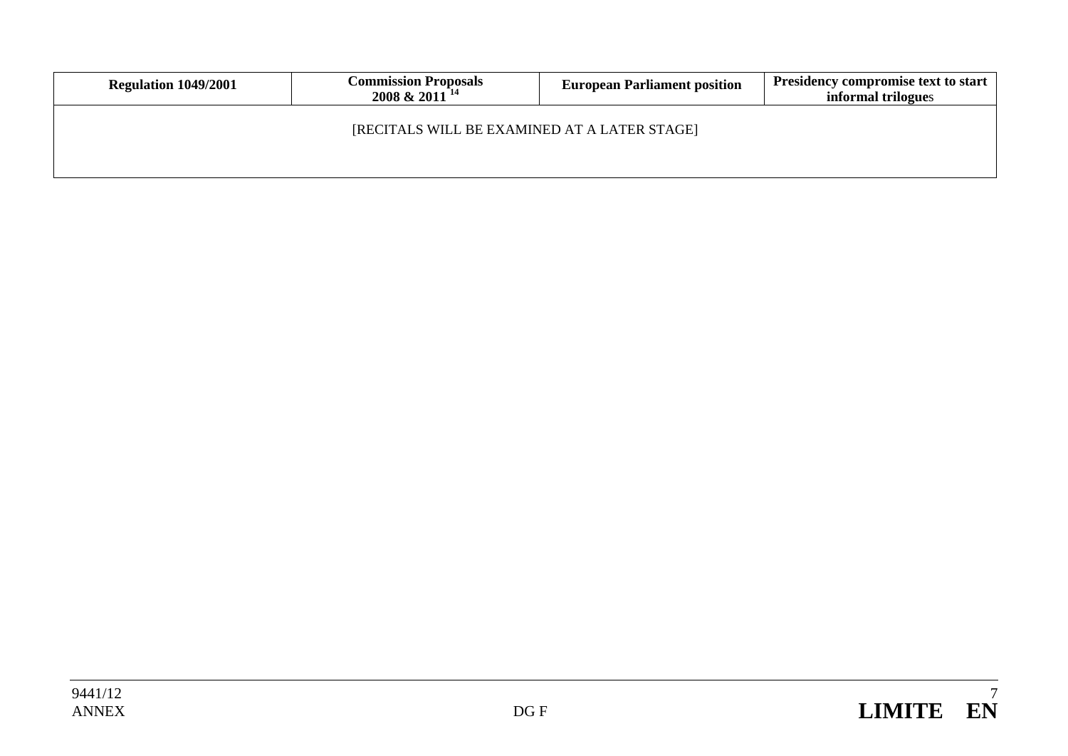| Regulation 1049/2001 | Commission Proposals 2008 & 2011 [14] | European Parliament position | Presidency compromise text to start informal trilogues |
|---|---|---|---|
| [RECITALS WILL BE EXAMINED AT A LATER STAGE] | | | |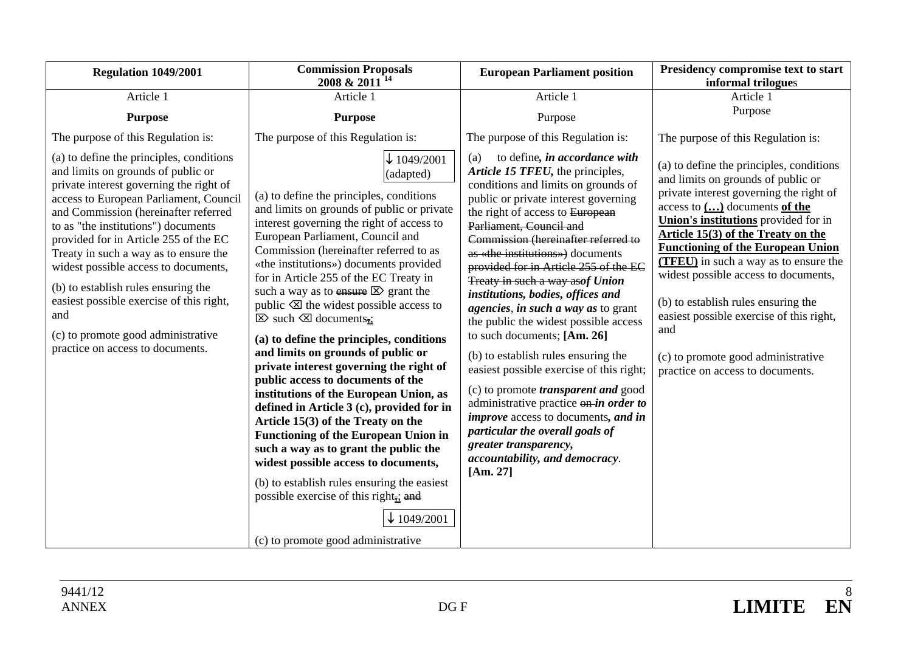| Regulation 1049/2001 | Commission Proposals 2008 & 2011 [14] | European Parliament position | Presidency compromise text to start informal trilogues |
|---|---|---|---|
| Article 1 | Article 1 | Article 1 | Article 1 |
| **Purpose** | **Purpose** | Purpose | Purpose |
| The purpose of this Regulation is: | The purpose of this Regulation is: | The purpose of this Regulation is: | The purpose of this Regulation is: |
| (a) to define the principles, conditions and limits on grounds of public or private interest governing the right of access to European Parliament, Council and Commission (hereinafter referred to as "the institutions") documents provided for in Article 255 of the EC Treaty in such a way as to ensure the widest possible access to documents,<br><br>(b) to establish rules ensuring the easiest possible exercise of this right, and<br><br>(c) to promote good administrative practice on access to documents. | ↓ 1049/2001 (adapted)<br><br>(a) to define the principles, conditions and limits on grounds of public or private interest governing the right of access to European Parliament, Council and Commission (hereinafter referred to as «the institutions») documents provided for in Article 255 of the EC Treaty in such a way as to ~~ensure~~ ⌦ grant the public ⌫ the widest possible access to ⌦ such ⌫ documents~~,~~;<br><br>**(a) to define the principles, conditions and limits on grounds of public or private interest governing the right of public access to documents of the institutions of the European Union, as defined in Article 3 (c), provided for in Article 15(3) of the Treaty on the Functioning of the European Union in such a way as to grant the public the widest possible access to documents,**<br><br>(b) to establish rules ensuring the easiest possible exercise of this right~~,~~; ~~and~~<br><br>↓ 1049/2001<br><br>(c) to promote good administrative | (a) to define***, in accordance with Article 15 TFEU,*** the principles, conditions and limits on grounds of public or private interest governing the right of access to ~~European Parliament, Council and Commission (hereinafter referred to as «the institutions»)~~ documents ~~provided for in Article 255 of the EC Treaty in such a way as~~***of Union institutions, bodies, offices and agencies***, ***in such a way as*** to grant the public the widest possible access to such documents; **[Am. 26]**<br><br>(b) to establish rules ensuring the easiest possible exercise of this right;<br><br>(c) to promote ***transparent and*** good administrative practice ~~on~~ ***in order to improve*** access to documents***, and in particular the overall goals of greater transparency, accountability, and democracy***. **[Am. 27]** | (a) to define the principles, conditions and limits on grounds of public or private interest governing the right of access to **<u>(…)</u>** documents **<u>of the Union's institutions</u>** provided for in **<u>Article 15(3) of the Treaty on the Functioning of the European Union (TFEU)</u>** in such a way as to ensure the widest possible access to documents,<br><br>(b) to establish rules ensuring the easiest possible exercise of this right, and<br><br>(c) to promote good administrative practice on access to documents. |

9441/12
ANNEX
DG F
**LIMITE EN**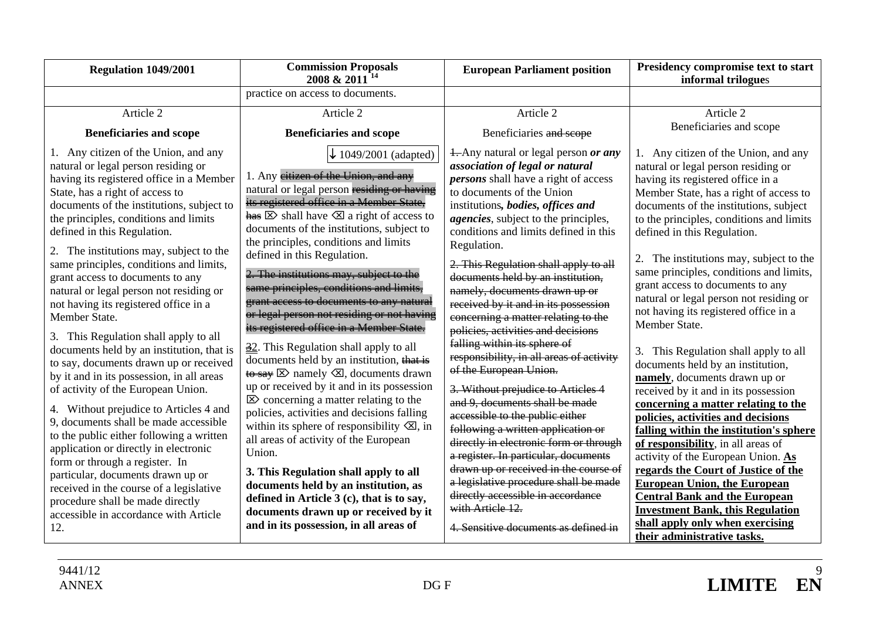| Regulation 1049/2001 | Commission Proposals 2008 & 2011 [14] | European Parliament position | Presidency compromise text to start informal trilogues |
|---|---|---|---|
| | practice on access to documents. | | |
| Article 2<br>**Beneficiaries and scope**<br>1. Any citizen of the Union, and any natural or legal person residing or having its registered office in a Member State, has a right of access to documents of the institutions, subject to the principles, conditions and limits defined in this Regulation.<br>2. The institutions may, subject to the same principles, conditions and limits, grant access to documents to any natural or legal person not residing or not having its registered office in a Member State.<br>3. This Regulation shall apply to all documents held by an institution, that is to say, documents drawn up or received by it and in its possession, in all areas of activity of the European Union.<br>4. Without prejudice to Articles 4 and 9, documents shall be made accessible to the public either following a written application or directly in electronic form or through a register. In particular, documents drawn up or received in the course of a legislative procedure shall be made directly accessible in accordance with Article 12. | Article 2<br>**Beneficiaries and scope**<br>↓ 1049/2001 (adapted)<br>1. Any ~~citizen of the Union, and any~~ natural or legal person ~~residing or having its registered office in a Member State, has~~ ⌦ shall have ⌫ a right of access to documents of the institutions, subject to the principles, conditions and limits defined in this Regulation.<br>~~2. The institutions may, subject to the same principles, conditions and limits, grant access to documents to any natural or legal person not residing or not having its registered office in a Member State.~~<br>~~3~~2. This Regulation shall apply to all documents held by an institution, ~~that is to say~~ ⌦ namely ⌫, documents drawn up or received by it and in its possession ⌦ concerning a matter relating to the policies, activities and decisions falling within its sphere of responsibility ⌫, in all areas of activity of the European Union.<br>**3. This Regulation shall apply to all documents held by an institution, as defined in Article 3 (c), that is to say, documents drawn up or received by it and in its possession, in all areas of** | Article 2<br>Beneficiaries ~~and scope~~<br>~~1.~~ Any natural or legal person ***or any association of legal or natural persons*** shall have a right of access to documents of the Union institutions***, bodies, offices and agencies***, subject to the principles, conditions and limits defined in this Regulation.<br>~~2. This Regulation shall apply to all documents held by an institution, namely, documents drawn up or received by it and in its possession concerning a matter relating to the policies, activities and decisions falling within its sphere of responsibility, in all areas of activity of the European Union.~~<br>~~3. Without prejudice to Articles 4 and 9, documents shall be made accessible to the public either following a written application or directly in electronic form or through a register. In particular, documents drawn up or received in the course of a legislative procedure shall be made directly accessible in accordance with Article 12.~~<br>~~4. Sensitive documents as defined in~~ | Article 2<br>Beneficiaries and scope<br>1. Any citizen of the Union, and any natural or legal person residing or having its registered office in a Member State, has a right of access to documents of the institutions, subject to the principles, conditions and limits defined in this Regulation.<br>2. The institutions may, subject to the same principles, conditions and limits, grant access to documents to any natural or legal person not residing or not having its registered office in a Member State.<br>3. This Regulation shall apply to all documents held by an institution, **namely**, documents drawn up or received by it and in its possession **concerning a matter relating to the policies, activities and decisions falling within the institution's sphere of responsibility**, in all areas of activity of the European Union. **As regards the Court of Justice of the European Union, the European Central Bank and the European Investment Bank, this Regulation shall apply only when exercising their administrative tasks.** |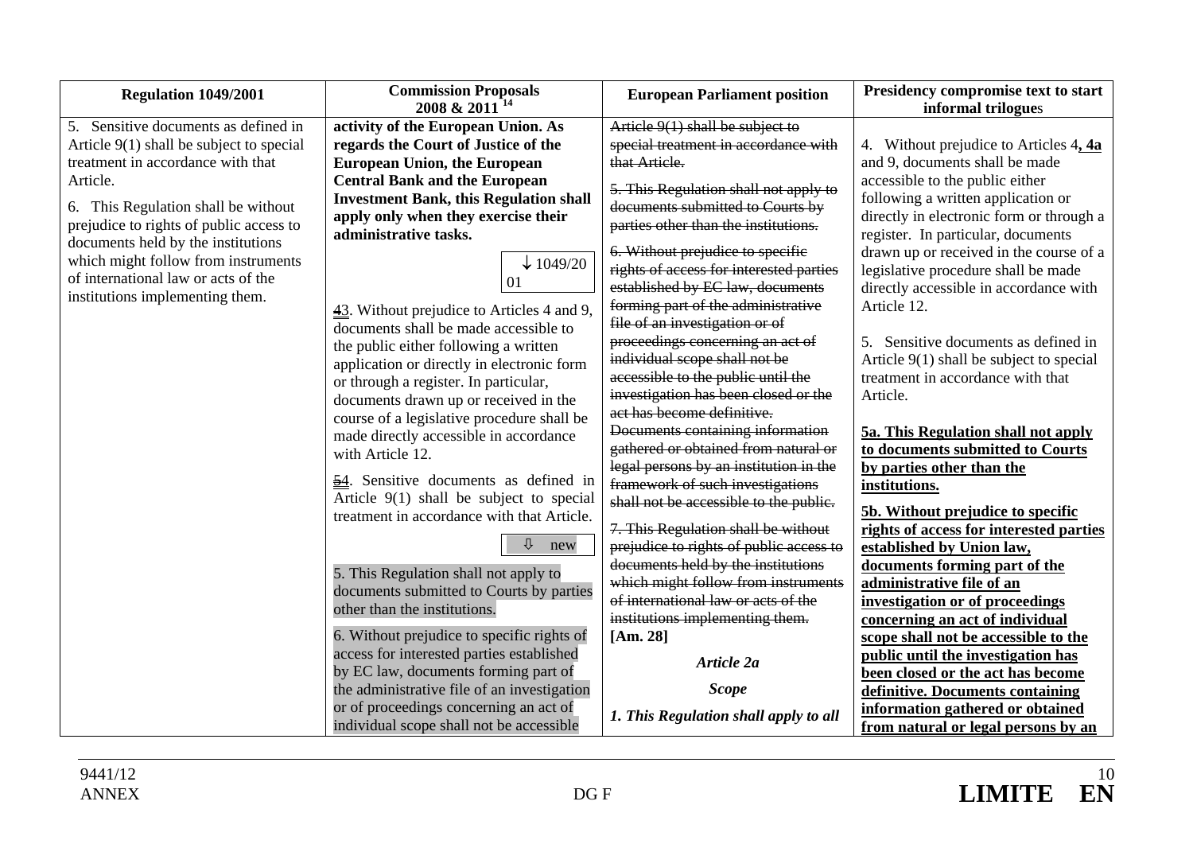| Regulation 1049/2001 | Commission Proposals 2008 & 2011 [14] | European Parliament position | Presidency compromise text to start informal trilogues |
|---|---|---|---|
| 5. Sensitive documents as defined in Article 9(1) shall be subject to special treatment in accordance with that Article.<br><br>6. This Regulation shall be without prejudice to rights of public access to documents held by the institutions which might follow from instruments of international law or acts of the institutions implementing them. | **activity of the European Union. As regards the Court of Justice of the European Union, the European Central Bank and the European Investment Bank, this Regulation shall apply only when they exercise their administrative tasks.**<br><br>↓ 1049/2001<br><br>~~4~~3. Without prejudice to Articles 4 and 9, documents shall be made accessible to the public either following a written application or directly in electronic form or through a register. In particular, documents drawn up or received in the course of a legislative procedure shall be made directly accessible in accordance with Article 12.<br><br>~~5~~4. Sensitive documents as defined in Article 9(1) shall be subject to special treatment in accordance with that Article.<br><br>⇩ new<br><br>5. This Regulation shall not apply to documents submitted to Courts by parties other than the institutions.<br><br>6. Without prejudice to specific rights of access for interested parties established by EC law, documents forming part of the administrative file of an investigation or of proceedings concerning an act of individual scope shall not be accessible | ~~Article 9(1) shall be subject to special treatment in accordance with that Article.~~<br><br>~~5. This Regulation shall not apply to documents submitted to Courts by parties other than the institutions.~~<br><br>~~6. Without prejudice to specific rights of access for interested parties established by EC law, documents forming part of the administrative file of an investigation or of proceedings concerning an act of individual scope shall not be accessible to the public until the investigation has been closed or the act has become definitive. Documents containing information gathered or obtained from natural or legal persons by an institution in the framework of such investigations shall not be accessible to the public.~~<br><br>~~7. This Regulation shall be without prejudice to rights of public access to documents held by the institutions which might follow from instruments of international law or acts of the institutions implementing them.~~<br>**[Am. 28]**<br><br>***Article 2a***<br><br>***Scope***<br><br>***1. This Regulation shall apply to all*** | 4. Without prejudice to Articles 4**, 4a** and 9, documents shall be made accessible to the public either following a written application or directly in electronic form or through a register. In particular, documents drawn up or received in the course of a legislative procedure shall be made directly accessible in accordance with Article 12.<br><br>5. Sensitive documents as defined in Article 9(1) shall be subject to special treatment in accordance with that Article.<br><br>**5a. This Regulation shall not apply to documents submitted to Courts by parties other than the institutions.**<br><br>**5b. Without prejudice to specific rights of access for interested parties established by Union law, documents forming part of the administrative file of an investigation or of proceedings concerning an act of individual scope shall not be accessible to the public until the investigation has been closed or the act has become definitive. Documents containing information gathered or obtained from natural or legal persons by an** |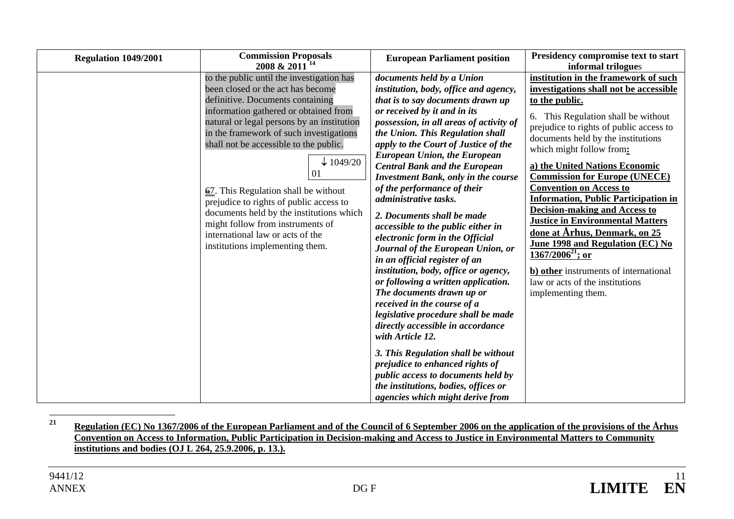| Regulation 1049/2001 | Commission Proposals 2008 & 2011 [14] | European Parliament position | Presidency compromise text to start informal trilogues |
|---|---|---|---|
| | to the public until the investigation has been closed or the act has become definitive. Documents containing information gathered or obtained from natural or legal persons by an institution in the framework of such investigations shall not be accessible to the public.<br><br>↓ 1049/2001<br><br>~~6~~7. This Regulation shall be without prejudice to rights of public access to documents held by the institutions which might follow from instruments of international law or acts of the institutions implementing them. | ***documents held by a Union institution, body, office and agency, that is to say documents drawn up or received by it and in its possession, in all areas of activity of the Union. This Regulation shall apply to the Court of Justice of the European Union, the European Central Bank and the European Investment Bank, only in the course of the performance of their administrative tasks.***<br><br>***2. Documents shall be made accessible to the public either in electronic form in the Official Journal of the European Union, or in an official register of an institution, body, office or agency, or following a written application. The documents drawn up or received in the course of a legislative procedure shall be made directly accessible in accordance with Article 12.***<br><br>***3. This Regulation shall be without prejudice to enhanced rights of public access to documents held by the institutions, bodies, offices or agencies which might derive from*** | **institution in the framework of such investigations shall not be accessible to the public.**<br><br>6. This Regulation shall be without prejudice to rights of public access to documents held by the institutions which might follow from**:**<br><br>**a) the United Nations Economic Commission for Europe (UNECE) Convention on Access to Information, Public Participation in Decision-making and Access to Justice in Environmental Matters done at Århus, Denmark, on 25 June 1998 and Regulation (EC) No 1367/2006[21]; or**<br><br>**b) other** instruments of international law or acts of the institutions implementing them. |

[21] **Regulation (EC) No 1367/2006 of the European Parliament and of the Council of 6 September 2006 on the application of the provisions of the Århus Convention on Access to Information, Public Participation in Decision-making and Access to Justice in Environmental Matters to Community institutions and bodies (OJ L 264, 25.9.2006, p. 13.).**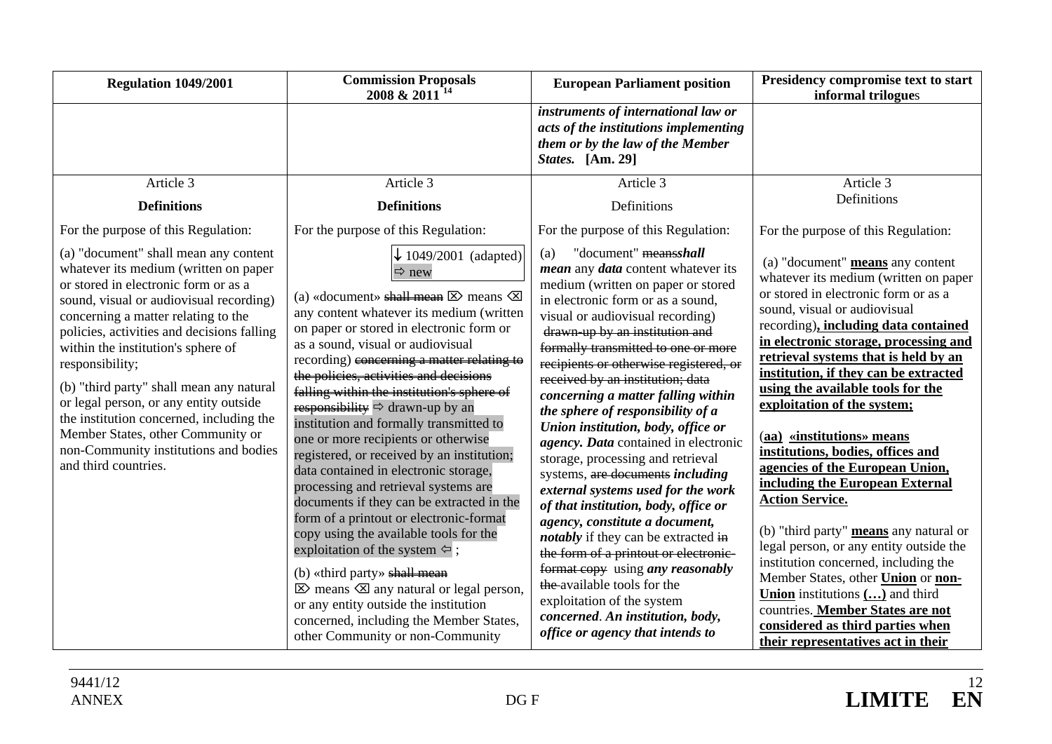| Regulation 1049/2001 | Commission Proposals 2008 & 2011 [14] | European Parliament position | Presidency compromise text to start informal trilogues |
|---|---|---|---|
| | | ***instruments of international law or acts of the institutions implementing them or by the law of the Member States.* [Am. 29]** | |
| Article 3<br>**Definitions** | Article 3<br>**Definitions** | Article 3<br>Definitions | Article 3<br>Definitions |
| For the purpose of this Regulation: | For the purpose of this Regulation: | For the purpose of this Regulation: | For the purpose of this Regulation: |
| (a) "document" shall mean any content whatever its medium (written on paper or stored in electronic form or as a sound, visual or audiovisual recording) concerning a matter relating to the policies, activities and decisions falling within the institution's sphere of responsibility;<br><br>(b) "third party" shall mean any natural or legal person, or any entity outside the institution concerned, including the Member States, other Community or non-Community institutions and bodies and third countries. | ↓ 1049/2001 (adapted) ⇨ new<br><br>(a) «document» ~~shall mean~~ ⌦ means ⌫ any content whatever its medium (written on paper or stored in electronic form or as a sound, visual or audiovisual recording) ~~concerning a matter relating to the policies, activities and decisions falling within the institution's sphere of responsibility~~ ⇨ drawn-up by an institution and formally transmitted to one or more recipients or otherwise registered, or received by an institution; data contained in electronic storage, processing and retrieval systems are documents if they can be extracted in the form of a printout or electronic-format copy using the available tools for the exploitation of the system ⇦ ;<br><br>(b) «third party» ~~shall mean~~ ⌦ means ⌫ any natural or legal person, or any entity outside the institution concerned, including the Member States, other Community or non-Community | (a) "document" ~~means~~***shall mean*** any ***data*** content whatever its medium (written on paper or stored in electronic form or as a sound, visual or audiovisual recording) ~~drawn-up by an institution and formally transmitted to one or more recipients or otherwise registered, or received by an institution; data~~ ***concerning a matter falling within the sphere of responsibility of a Union institution, body, office or agency. Data*** contained in electronic storage, processing and retrieval systems, ~~are documents~~ ***including external systems used for the work of that institution, body, office or agency, constitute a document, notably*** if they can be extracted ~~in the form of a printout or electronic-format copy~~ using ***any reasonably*** ~~the~~ available tools for the exploitation of the system ***concerned. An institution, body, office or agency that intends to*** | (a) "document" **means** any content whatever its medium (written on paper or stored in electronic form or as a sound, visual or audiovisual recording)**, including data contained in electronic storage, processing and retrieval systems that is held by an institution, if they can be extracted using the available tools for the exploitation of the system;**<br><br>(**aa) «institutions» means institutions, bodies, offices and agencies of the European Union, including the European External Action Service.**<br><br>(b) "third party" **means** any natural or legal person, or any entity outside the institution concerned, including the Member States, other **Union** or **non-Union** institutions **(…)** and third countries. **Member States are not considered as third parties when their representatives act in their** |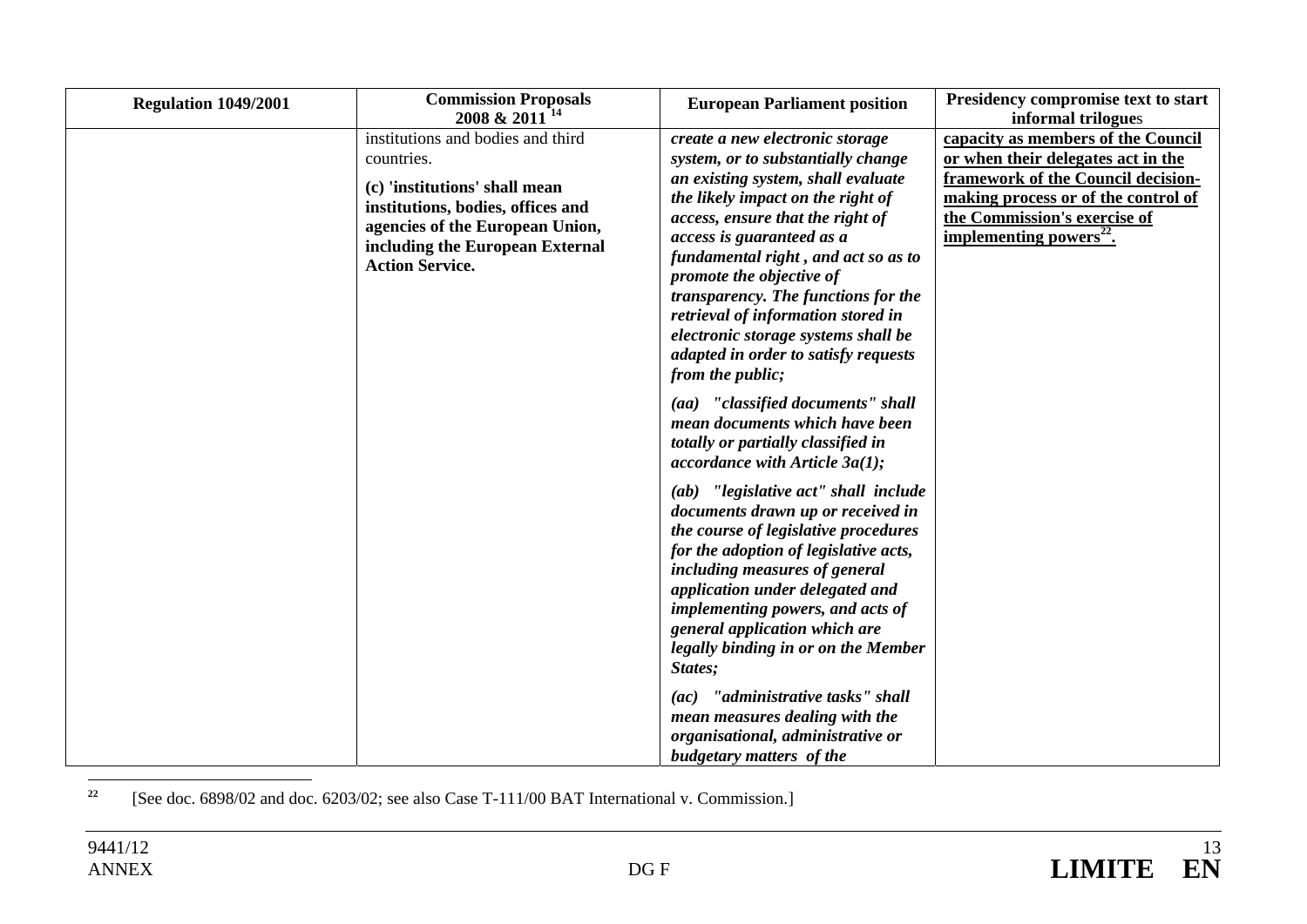| Regulation 1049/2001 | Commission Proposals 2008 & 2011 [14] | European Parliament position | Presidency compromise text to start informal trilogues |
|---|---|---|---|
| | institutions and bodies and third countries.<br><br>**(c) 'institutions' shall mean institutions, bodies, offices and agencies of the European Union, including the European External Action Service.** | ***create a new electronic storage system, or to substantially change an existing system, shall evaluate the likely impact on the right of access, ensure that the right of access is guaranteed as a fundamental right , and act so as to promote the objective of transparency. The functions for the retrieval of information stored in electronic storage systems shall be adapted in order to satisfy requests from the public;***<br><br>***(aa) "classified documents" shall mean documents which have been totally or partially classified in accordance with Article 3a(1);***<br><br>***(ab) "legislative act" shall include documents drawn up or received in the course of legislative procedures for the adoption of legislative acts, including measures of general application under delegated and implementing powers, and acts of general application which are legally binding in or on the Member States;***<br><br>***(ac) "administrative tasks" shall mean measures dealing with the organisational, administrative or budgetary matters of the*** | **capacity as members of the Council or when their delegates act in the framework of the Council decision-making process or of the control of the Commission's exercise of implementing powers[22].** |

[22] [See doc. 6898/02 and doc. 6203/02; see also Case T-111/00 BAT International v. Commission.]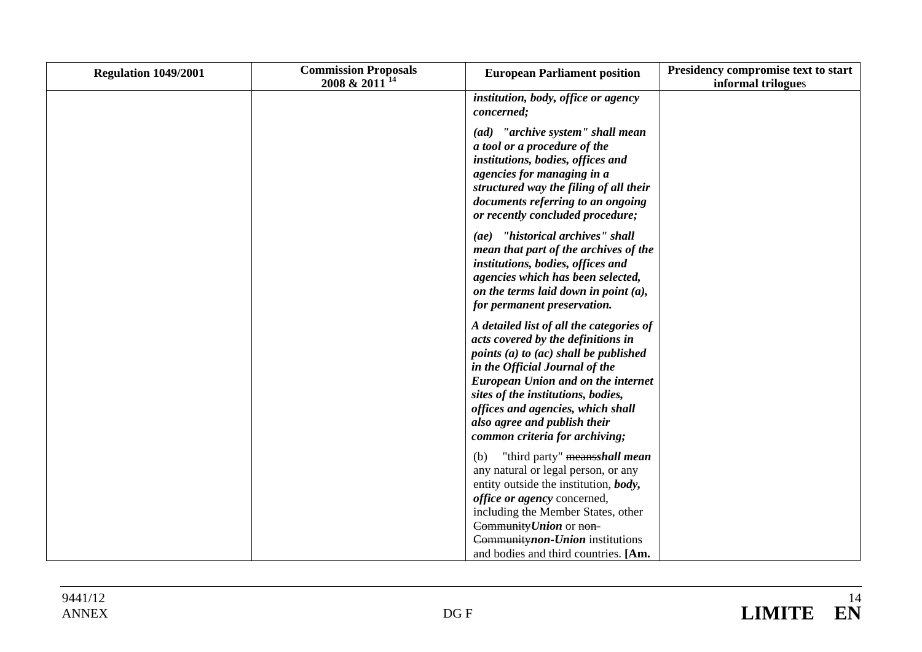| Regulation 1049/2001 | Commission Proposals 2008 & 2011 [14] | European Parliament position | Presidency compromise text to start informal trilogues |
|---|---|---|---|
| | | ***institution, body, office or agency concerned;*** | |
| | | ***(ad) "archive system" shall mean a tool or a procedure of the institutions, bodies, offices and agencies for managing in a structured way the filing of all their documents referring to an ongoing or recently concluded procedure;*** | |
| | | ***(ae) "historical archives" shall mean that part of the archives of the institutions, bodies, offices and agencies which has been selected, on the terms laid down in point (a), for permanent preservation.*** | |
| | | ***A detailed list of all the categories of acts covered by the definitions in points (a) to (ac) shall be published in the Official Journal of the European Union and on the internet sites of the institutions, bodies, offices and agencies, which shall also agree and publish their common criteria for archiving;*** | |
| | | (b) "third party" ~~means~~***shall mean*** any natural or legal person, or any entity outside the institution, ***body, office or agency*** concerned, including the Member States, other ~~Community~~***Union*** or ~~non-Community~~***non-Union*** institutions and bodies and third countries. **[Am.** | |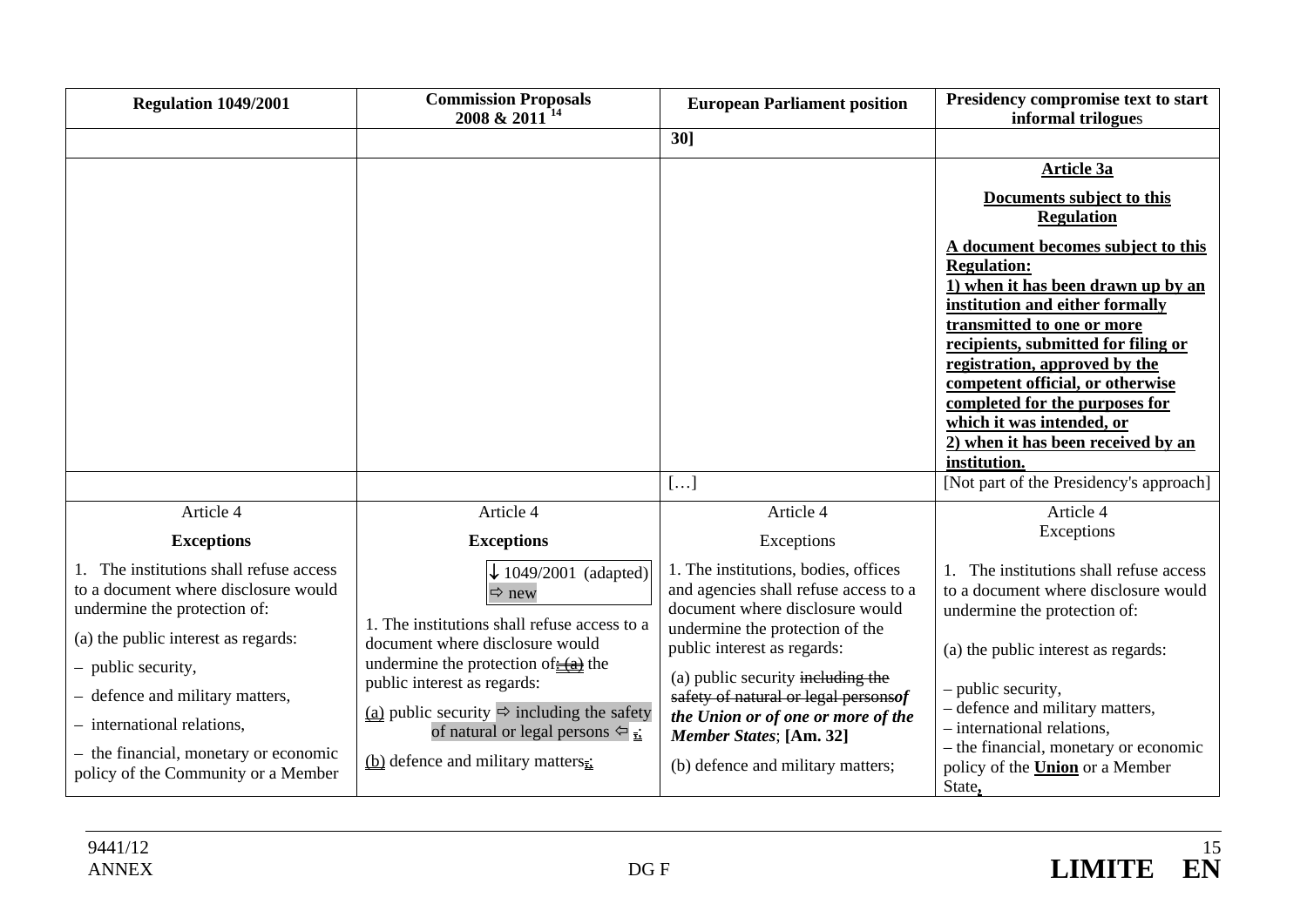| Regulation 1049/2001 | Commission Proposals 2008 & 2011 [14] | European Parliament position | Presidency compromise text to start informal trilogues |
|---|---|---|---|
| | | **30]** | |
| | | | **Article 3a**<br><br>**Documents subject to this Regulation**<br><br>**A document becomes subject to this Regulation:**<br>**1) when it has been drawn up by an institution and either formally transmitted to one or more recipients, submitted for filing or registration, approved by the competent official, or otherwise completed for the purposes for which it was intended, or**<br>**2) when it has been received by an institution.** |
| | | […] | [Not part of the Presidency's approach] |
| Article 4<br><br>**Exceptions**<br><br>1. The institutions shall refuse access to a document where disclosure would undermine the protection of:<br><br>(a) the public interest as regards:<br><br>– public security,<br><br>– defence and military matters,<br><br>– international relations,<br><br>– the financial, monetary or economic policy of the Community or a Member | Article 4<br><br>**Exceptions**<br><br>↓ 1049/2001 (adapted)<br>⇨ new<br><br>1. The institutions shall refuse access to a document where disclosure would undermine the protection of: ~~(a)~~ the public interest as regards:<br><br>(a) public security ⇨ including the safety of natural or legal persons ⇦ ;<br><br>(b) defence and military matters ; | Article 4<br><br>Exceptions<br><br>1. The institutions, bodies, offices and agencies shall refuse access to a document where disclosure would undermine the protection of the public interest as regards:<br><br>(a) public security ~~including the safety of natural or legal persons~~ ***of the Union or of one or more of the Member States***; **[Am. 32]**<br><br>(b) defence and military matters; | Article 4<br>Exceptions<br><br>1. The institutions shall refuse access to a document where disclosure would undermine the protection of:<br><br>(a) the public interest as regards:<br><br>– public security,<br>– defence and military matters,<br>– international relations,<br>– the financial, monetary or economic policy of the **Union** or a Member State**,** |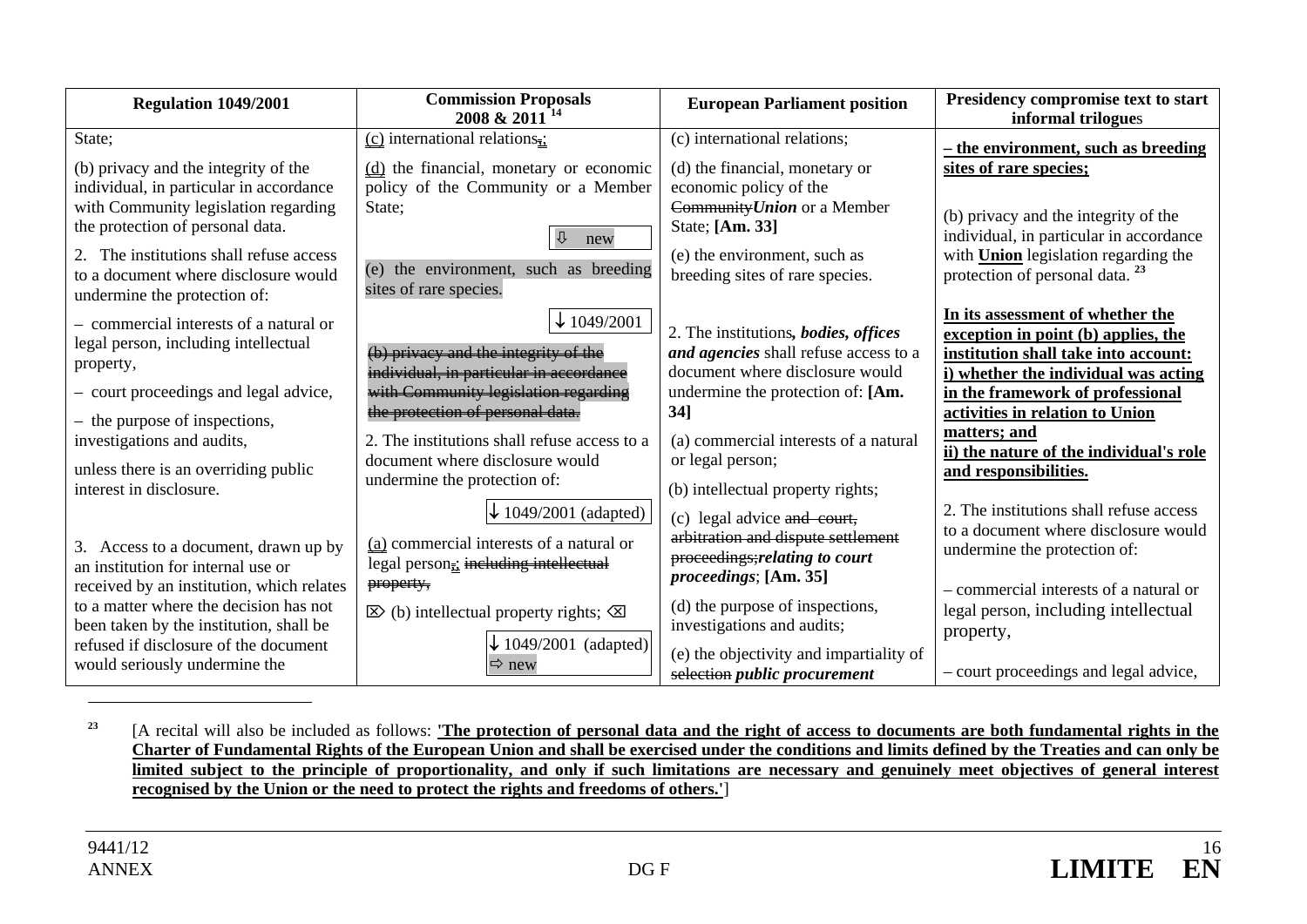| Regulation 1049/2001 | Commission Proposals 2008 & 2011 [14] | European Parliament position | Presidency compromise text to start informal trilogues |
|---|---|---|---|
| State;<br><br>(b) privacy and the integrity of the individual, in particular in accordance with Community legislation regarding the protection of personal data.<br><br>2. The institutions shall refuse access to a document where disclosure would undermine the protection of:<br><br>– commercial interests of a natural or legal person, including intellectual property,<br><br>– court proceedings and legal advice,<br><br>– the purpose of inspections, investigations and audits,<br><br>unless there is an overriding public interest in disclosure.<br><br>3. Access to a document, drawn up by an institution for internal use or received by an institution, which relates to a matter where the decision has not been taken by the institution, shall be refused if disclosure of the document would seriously undermine the | (c) international relations~~,~~;<br><br>(d) the financial, monetary or economic policy of the Community or a Member State;<br><br>⇩ new<br><br>(e) the environment, such as breeding sites of rare species.<br><br>↓ 1049/2001<br><br>~~(b) privacy and the integrity of the individual, in particular in accordance with Community legislation regarding the protection of personal data.~~<br><br>2. The institutions shall refuse access to a document where disclosure would undermine the protection of:<br><br>↓ 1049/2001 (adapted)<br><br>(a) commercial interests of a natural or legal person~~,~~; ~~including intellectual property,~~<br><br>⌦ (b) intellectual property rights; ⌫<br><br>↓ 1049/2001 (adapted) ⇨ new | (c) international relations;<br><br>(d) the financial, monetary or economic policy of the ~~Community~~*Union* or a Member State; **[Am. 33]**<br><br>(e) the environment, such as breeding sites of rare species.<br><br>2. The institutions*, bodies, offices and agencies* shall refuse access to a document where disclosure would undermine the protection of: **[Am. 34]**<br><br>(a) commercial interests of a natural or legal person;<br><br>(b) intellectual property rights;<br><br>(c) legal advice ~~and court, arbitration and dispute settlement proceedings;~~*relating to court proceedings*; **[Am. 35]**<br><br>(d) the purpose of inspections, investigations and audits;<br><br>(e) the objectivity and impartiality of ~~selection~~ *public procurement* | **– the environment, such as breeding sites of rare species;**<br><br>(b) privacy and the integrity of the individual, in particular in accordance with **Union** legislation regarding the protection of personal data. [23]<br><br>**In its assessment of whether the exception in point (b) applies, the institution shall take into account: i) whether the individual was acting in the framework of professional activities in relation to Union matters; and ii) the nature of the individual's role and responsibilities.**<br><br>2. The institutions shall refuse access to a document where disclosure would undermine the protection of:<br><br>– commercial interests of a natural or legal person, including intellectual property,<br><br>– court proceedings and legal advice, |

[23] [A recital will also be included as follows: **'The protection of personal data and the right of access to documents are both fundamental rights in the Charter of Fundamental Rights of the European Union and shall be exercised under the conditions and limits defined by the Treaties and can only be limited subject to the principle of proportionality, and only if such limitations are necessary and genuinely meet objectives of general interest recognised by the Union or the need to protect the rights and freedoms of others.'**]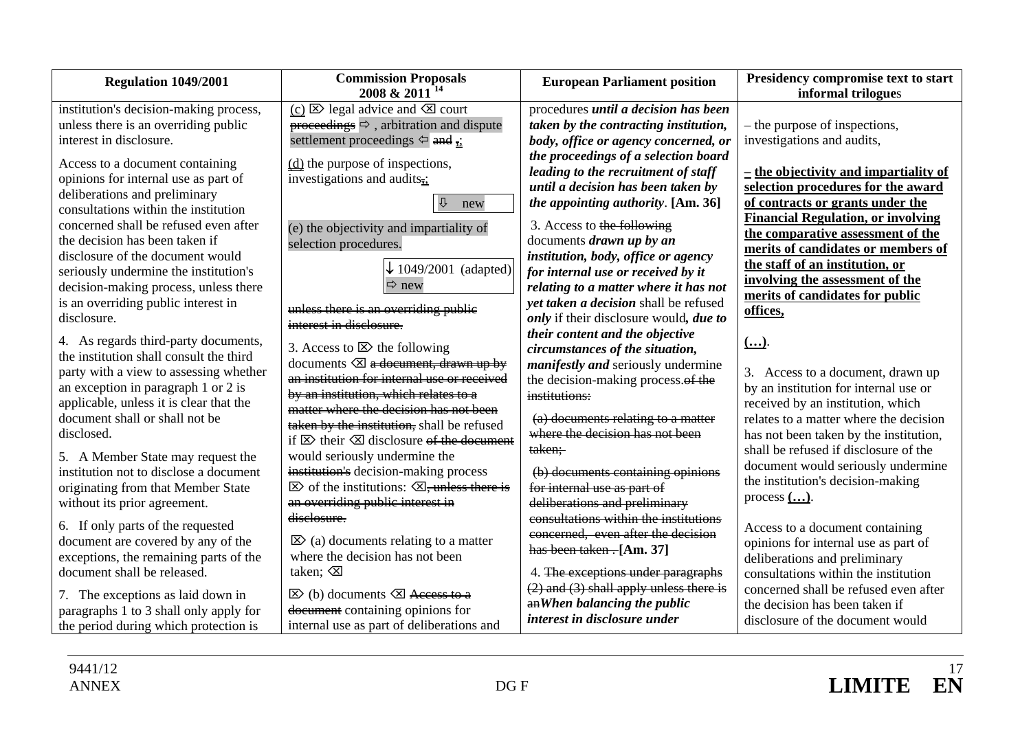| Regulation 1049/2001 | Commission Proposals 2008 & 2011 [14] | European Parliament position | Presidency compromise text to start informal trilogues |
|---|---|---|---|
| institution's decision-making process, unless there is an overriding public interest in disclosure.<br><br>Access to a document containing opinions for internal use as part of deliberations and preliminary consultations within the institution concerned shall be refused even after the decision has been taken if disclosure of the document would seriously undermine the institution's decision-making process, unless there is an overriding public interest in disclosure.<br><br>4. As regards third-party documents, the institution shall consult the third party with a view to assessing whether an exception in paragraph 1 or 2 is applicable, unless it is clear that the document shall or shall not be disclosed.<br><br>5. A Member State may request the institution not to disclose a document originating from that Member State without its prior agreement.<br><br>6. If only parts of the requested document are covered by any of the exceptions, the remaining parts of the document shall be released.<br><br>7. The exceptions as laid down in paragraphs 1 to 3 shall only apply for the period during which protection is | <u>(c)</u> ⌦ legal advice and ⌫ court ~~proceedings~~ ⇨ , arbitration and dispute settlement proceedings ⇦ ~~and~~ ~~,~~<u>;</u><br><br><u>(d)</u> the purpose of inspections, investigations and audits~~,~~<u>;</u><br><br>⇩ new<br><br>(e) the objectivity and impartiality of selection procedures.<br><br>↓ 1049/2001 (adapted) ⇨ new<br><br>~~unless there is an overriding public interest in disclosure.~~<br><br>3. Access to ⌦ the following documents ⌫ ~~a document, drawn up by an institution for internal use or received by an institution, which relates to a matter where the decision has not been taken by the institution,~~ shall be refused if ⌦ their ⌫ disclosure ~~of the document~~ would seriously undermine the ~~institution's~~ decision-making process ⌦ of the institutions: ⌫~~, unless there is an overriding public interest in disclosure.~~<br><br>⌦ (a) documents relating to a matter where the decision has not been taken; ⌫<br><br>⌦ (b) documents ⌫ ~~Access to a document~~ containing opinions for internal use as part of deliberations and | procedures ***until a decision has been taken by the contracting institution, body, office or agency concerned, or the proceedings of a selection board leading to the recruitment of staff until a decision has been taken by the appointing authority*. [Am. 36]**<br><br>3. Access to ~~the following~~ documents ***drawn up by an institution, body, office or agency for internal use or received by it relating to a matter where it has not yet taken a decision*** shall be refused ***only*** if their disclosure would***, due to their content and the objective circumstances of the situation, manifestly and*** seriously undermine the decision-making process.~~of the institutions:~~<br><br>~~(a) documents relating to a matter where the decision has not been taken;~~<br><br>~~(b) documents containing opinions for internal use as part of deliberations and preliminary consultations within the institutions concerned, even after the decision has been taken .~~**[Am. 37]**<br><br>4. ~~The exceptions under paragraphs (2) and (3) shall apply unless there is an~~***When balancing the public interest in disclosure under*** | – the purpose of inspections, investigations and audits,<br><br>**<u>– the objectivity and impartiality of selection procedures for the award of contracts or grants under the Financial Regulation, or involving the comparative assessment of the merits of candidates or members of the staff of an institution, or involving the assessment of the merits of candidates for public offices,</u>**<br><br>**<u>(…)</u>**.<br><br>3. Access to a document, drawn up by an institution for internal use or received by an institution, which relates to a matter where the decision has not been taken by the institution, shall be refused if disclosure of the document would seriously undermine the institution's decision-making process **<u>(…)</u>**.<br><br>Access to a document containing opinions for internal use as part of deliberations and preliminary consultations within the institution concerned shall be refused even after the decision has been taken if disclosure of the document would |

9441/12
ANNEX
DG F
LIMITE EN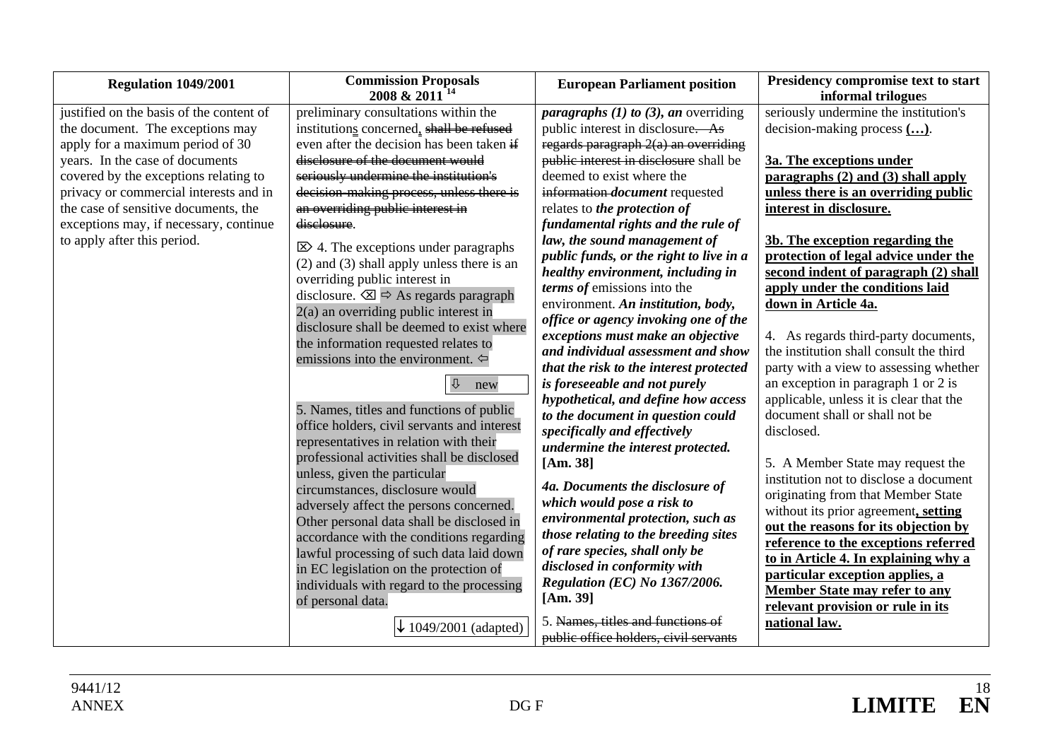| Regulation 1049/2001 | Commission Proposals 2008 & 2011 [14] | European Parliament position | Presidency compromise text to start informal trilogues |
|---|---|---|---|
| justified on the basis of the content of the document. The exceptions may apply for a maximum period of 30 years. In the case of documents covered by the exceptions relating to privacy or commercial interests and in the case of sensitive documents, the exceptions may, if necessary, continue to apply after this period. | preliminary consultations within the institution~~s~~ concerned, ~~shall be refused~~ even after the decision has been taken ~~if disclosure of the document would seriously undermine the institution's decision-making process, unless there is an overriding public interest in disclosure~~.<br><br>⌦ 4. The exceptions under paragraphs (2) and (3) shall apply unless there is an overriding public interest in disclosure. ⌫ ⇨ As regards paragraph 2(a) an overriding public interest in disclosure shall be deemed to exist where the information requested relates to emissions into the environment. ⇦<br><br>⇩ new<br><br>5. Names, titles and functions of public office holders, civil servants and interest representatives in relation with their professional activities shall be disclosed unless, given the particular circumstances, disclosure would adversely affect the persons concerned. Other personal data shall be disclosed in accordance with the conditions regarding lawful processing of such data laid down in EC legislation on the protection of individuals with regard to the processing of personal data.<br><br>↓ 1049/2001 (adapted) | ***paragraphs (1) to (3), an*** overriding public interest in disclosure. ~~As regards paragraph 2(a) an overriding public interest in disclosure~~ shall be deemed to exist where the ~~information~~ ***document*** requested relates to ***the protection of fundamental rights and the rule of law, the sound management of public funds, or the right to live in a healthy environment, including in terms of*** emissions into the environment. ***An institution, body, office or agency invoking one of the exceptions must make an objective and individual assessment and show that the risk to the interest protected is foreseeable and not purely hypothetical, and define how access to the document in question could specifically and effectively undermine the interest protected.*** **[Am. 38]**<br><br>***4a. Documents the disclosure of which would pose a risk to environmental protection, such as those relating to the breeding sites of rare species, shall only be disclosed in conformity with Regulation (EC) No 1367/2006.*** **[Am. 39]**<br><br>5. ~~Names, titles and functions of public office holders, civil servants~~ | seriously undermine the institution's decision-making process **(…)**.<br><br>**3a. The exceptions under paragraphs (2) and (3) shall apply unless there is an overriding public interest in disclosure.**<br><br>**3b. The exception regarding the protection of legal advice under the second indent of paragraph (2) shall apply under the conditions laid down in Article 4a.**<br><br>4. As regards third-party documents, the institution shall consult the third party with a view to assessing whether an exception in paragraph 1 or 2 is applicable, unless it is clear that the document shall or shall not be disclosed.<br><br>5. A Member State may request the institution not to disclose a document originating from that Member State without its prior agreement**, setting out the reasons for its objection by reference to the exceptions referred to in Article 4. In explaining why a particular exception applies, a Member State may refer to any relevant provision or rule in its national law.** |

9441/12
ANNEX DG F **LIMITE EN**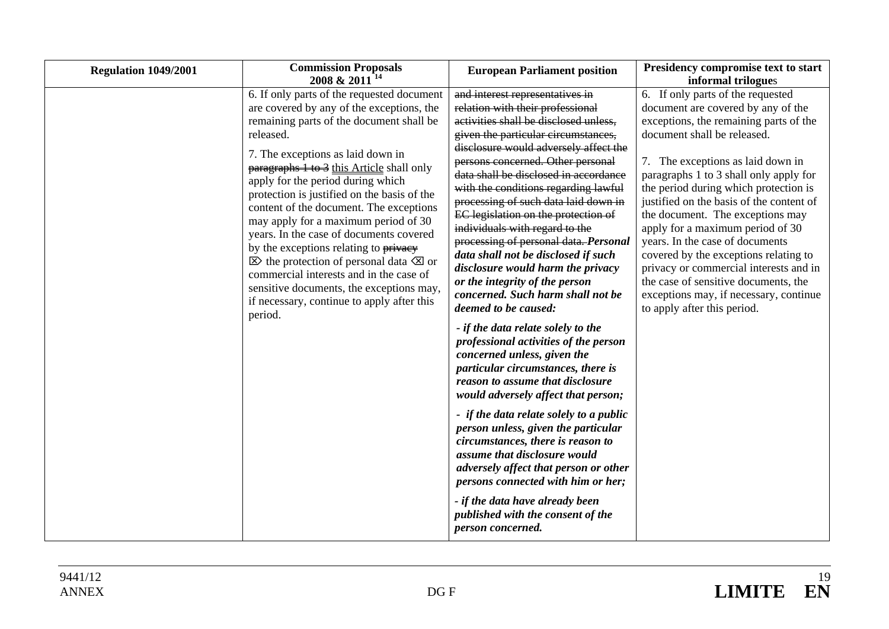| Regulation 1049/2001 | Commission Proposals 2008 & 2011 [14] | European Parliament position | Presidency compromise text to start informal trilogues |
|---|---|---|---|
| | 6. If only parts of the requested document are covered by any of the exceptions, the remaining parts of the document shall be released.<br><br>7. The exceptions as laid down in ~~paragraphs 1 to 3~~ this Article shall only apply for the period during which protection is justified on the basis of the content of the document. The exceptions may apply for a maximum period of 30 years. In the case of documents covered by the exceptions relating to ~~privacy~~ ⌦ the protection of personal data ⌫ or commercial interests and in the case of sensitive documents, the exceptions may, if necessary, continue to apply after this period. | ~~and interest representatives in relation with their professional activities shall be disclosed unless, given the particular circumstances, disclosure would adversely affect the persons concerned. Other personal data shall be disclosed in accordance with the conditions regarding lawful processing of such data laid down in EC legislation on the protection of individuals with regard to the processing of personal data.~~ ***Personal data shall not be disclosed if such disclosure would harm the privacy or the integrity of the person concerned. Such harm shall not be deemed to be caused:***<br><br>***- if the data relate solely to the professional activities of the person concerned unless, given the particular circumstances, there is reason to assume that disclosure would adversely affect that person;***<br><br>***- if the data relate solely to a public person unless, given the particular circumstances, there is reason to assume that disclosure would adversely affect that person or other persons connected with him or her;***<br><br>***- if the data have already been published with the consent of the person concerned.*** | 6. If only parts of the requested document are covered by any of the exceptions, the remaining parts of the document shall be released.<br><br>7. The exceptions as laid down in paragraphs 1 to 3 shall only apply for the period during which protection is justified on the basis of the content of the document. The exceptions may apply for a maximum period of 30 years. In the case of documents covered by the exceptions relating to privacy or commercial interests and in the case of sensitive documents, the exceptions may, if necessary, continue to apply after this period. |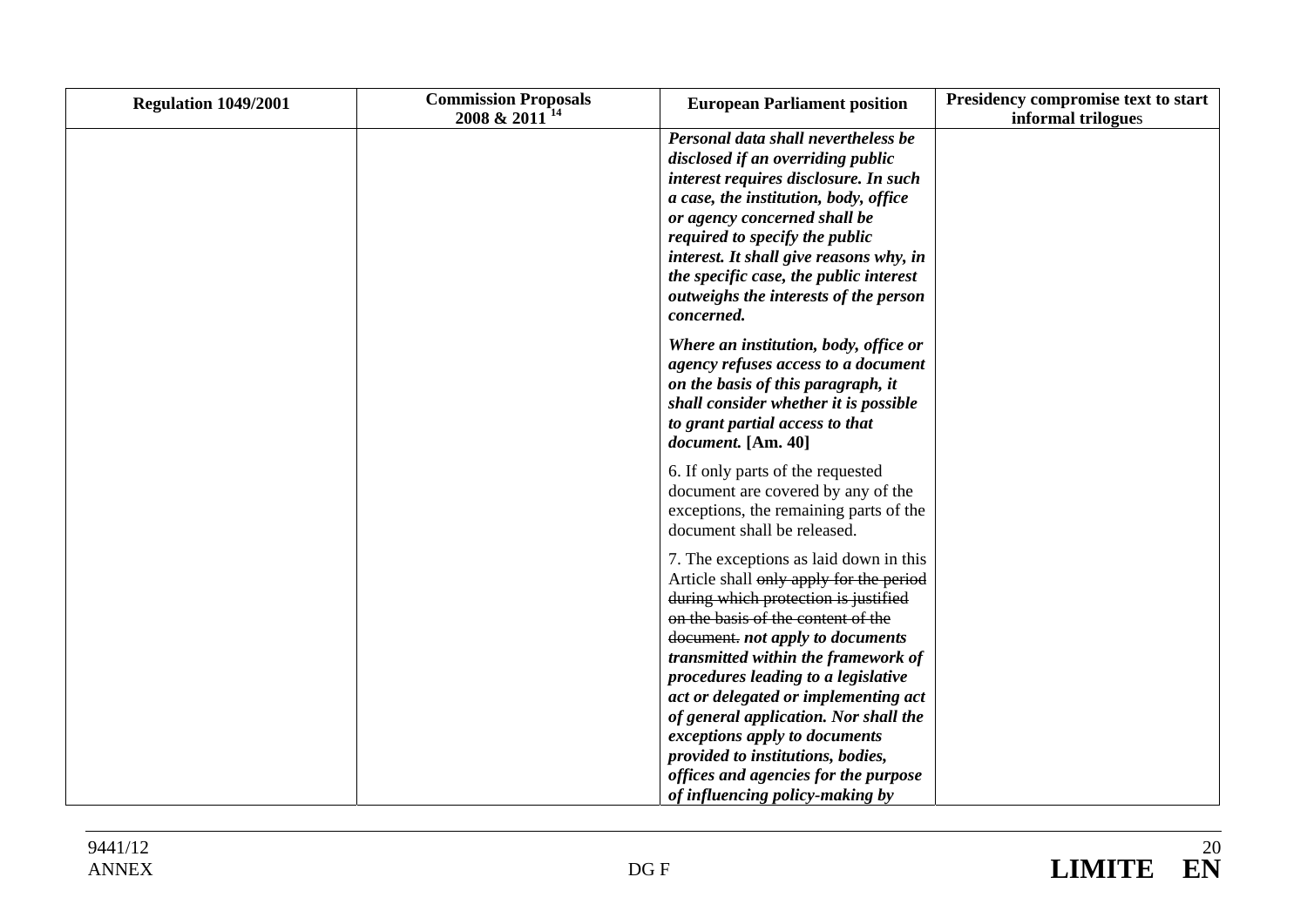| Regulation 1049/2001 | Commission Proposals 2008 & 2011 [14] | European Parliament position | Presidency compromise text to start informal trilogues |
|---|---|---|---|
| | | ***Personal data shall nevertheless be disclosed if an overriding public interest requires disclosure. In such a case, the institution, body, office or agency concerned shall be required to specify the public interest. It shall give reasons why, in the specific case, the public interest outweighs the interests of the person concerned.*** | |
| | | ***Where an institution, body, office or agency refuses access to a document on the basis of this paragraph, it shall consider whether it is possible to grant partial access to that document.*** **[Am. 40]** | |
| | | 6. If only parts of the requested document are covered by any of the exceptions, the remaining parts of the document shall be released. | |
| | | 7. The exceptions as laid down in this Article shall ~~only apply for the period during which protection is justified on the basis of the content of the document.~~ ***not apply to documents transmitted within the framework of procedures leading to a legislative act or delegated or implementing act of general application. Nor shall the exceptions apply to documents provided to institutions, bodies, offices and agencies for the purpose of influencing policy-making by*** | |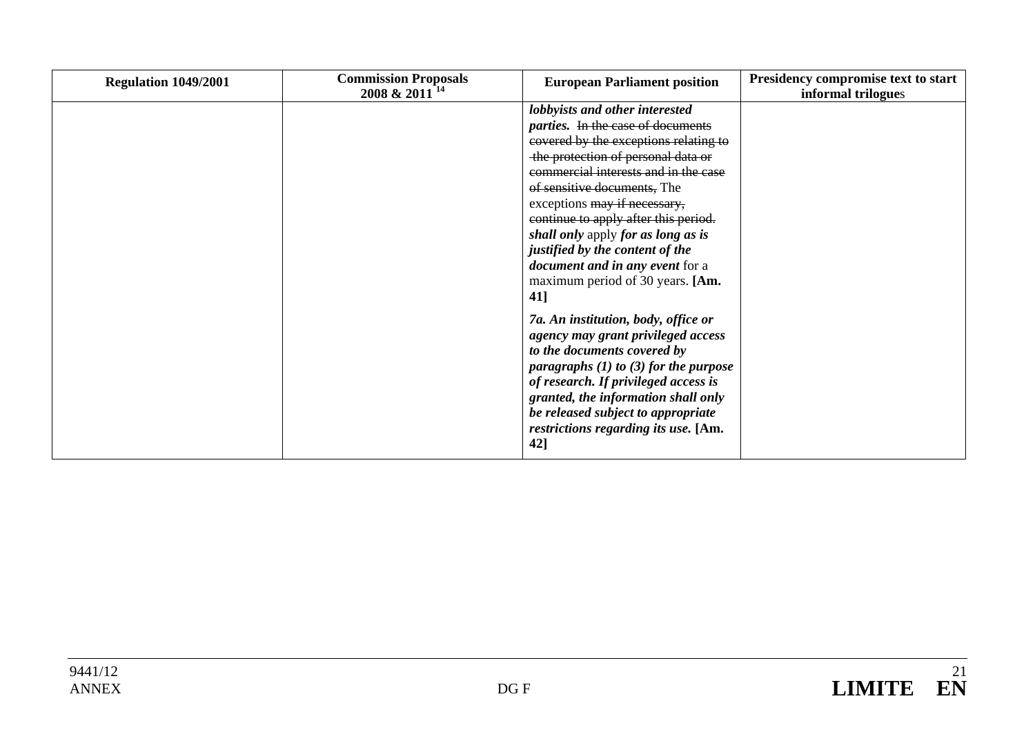| Regulation 1049/2001 | Commission Proposals 2008 & 2011 [14] | European Parliament position | Presidency compromise text to start informal trilogues |
|---|---|---|---|
| | | ***lobbyists and other interested parties.*** ~~In the case of documents covered by the exceptions relating to the protection of personal data or commercial interests and in the case of sensitive documents,~~ The exceptions ~~may if necessary, continue to apply after this period.~~ ***shall only*** apply ***for as long as is justified by the content of the document and in any event*** for a maximum period of 30 years. **[Am. 41]**<br><br>***7a. An institution, body, office or agency may grant privileged access to the documents covered by paragraphs (1) to (3) for the purpose of research. If privileged access is granted, the information shall only be released subject to appropriate restrictions regarding its use.*** **[Am. 42]** | |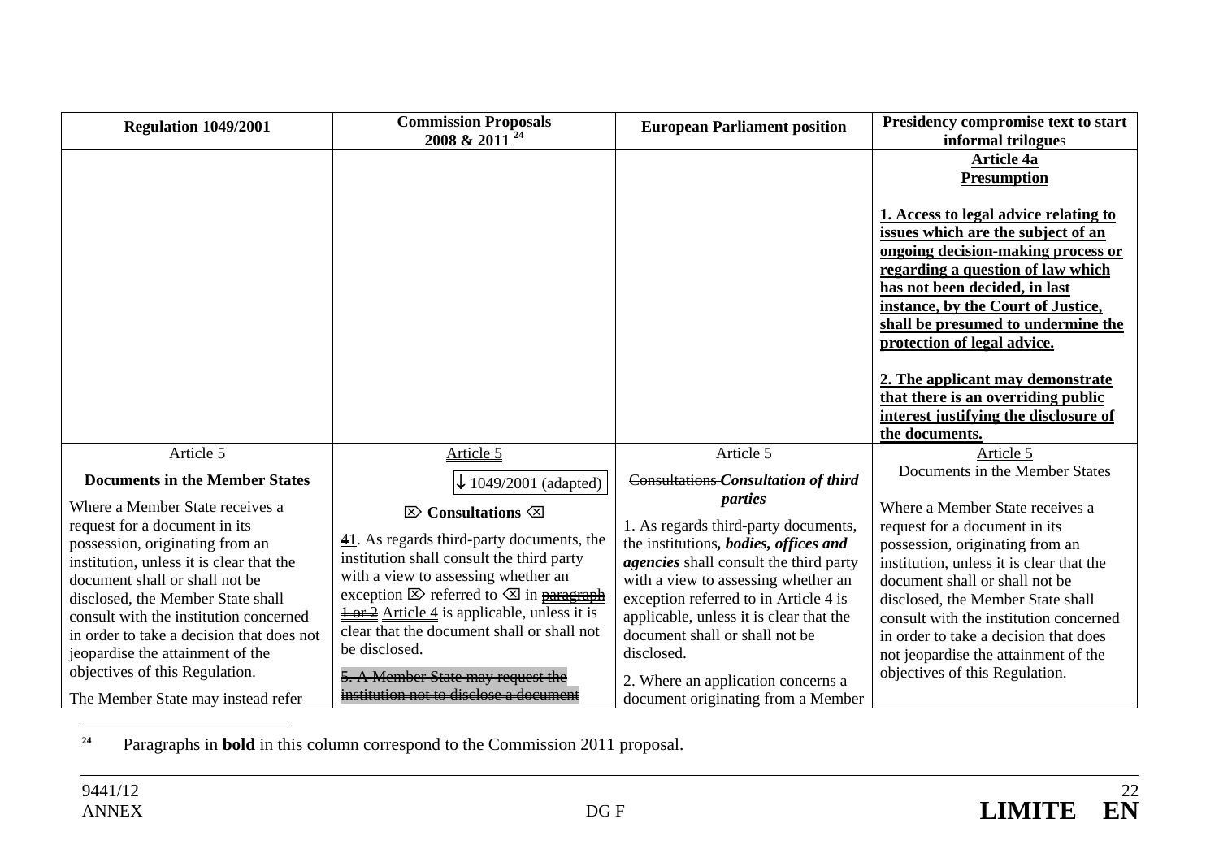| Regulation 1049/2001 | Commission Proposals 2008 & 2011 [24] | European Parliament position | Presidency compromise text to start informal trilogues |
|---|---|---|---|
| | | | **Article 4a**<br>**Presumption**<br><br>**1. Access to legal advice relating to issues which are the subject of an ongoing decision-making process or regarding a question of law which has not been decided, in last instance, by the Court of Justice, shall be presumed to undermine the protection of legal advice.**<br><br>**2. The applicant may demonstrate that there is an overriding public interest justifying the disclosure of the documents.** |
| Article 5<br><br>**Documents in the Member States**<br><br>Where a Member State receives a request for a document in its possession, originating from an institution, unless it is clear that the document shall or shall not be disclosed, the Member State shall consult with the institution concerned in order to take a decision that does not jeopardise the attainment of the objectives of this Regulation.<br><br>The Member State may instead refer | Article 5<br><br>↓ 1049/2001 (adapted)<br><br>⌦ **Consultations** ⌫<br><br>~~4~~1. As regards third-party documents, the institution shall consult the third party with a view to assessing whether an exception ⌦ referred to ⌫ in ~~paragraph 1 or 2~~ Article 4 is applicable, unless it is clear that the document shall or shall not be disclosed.<br><br>~~5. A Member State may request the institution not to disclose a document~~ | Article 5<br><br>~~Consultations~~ *Consultation of third parties*<br><br>1. As regards third-party documents, the institutions*, bodies, offices and agencies* shall consult the third party with a view to assessing whether an exception referred to in Article 4 is applicable, unless it is clear that the document shall or shall not be disclosed.<br><br>2. Where an application concerns a document originating from a Member | Article 5<br><br>Documents in the Member States<br><br>Where a Member State receives a request for a document in its possession, originating from an institution, unless it is clear that the document shall or shall not be disclosed, the Member State shall consult with the institution concerned in order to take a decision that does not jeopardise the attainment of the objectives of this Regulation. |

[24] Paragraphs in **bold** in this column correspond to the Commission 2011 proposal.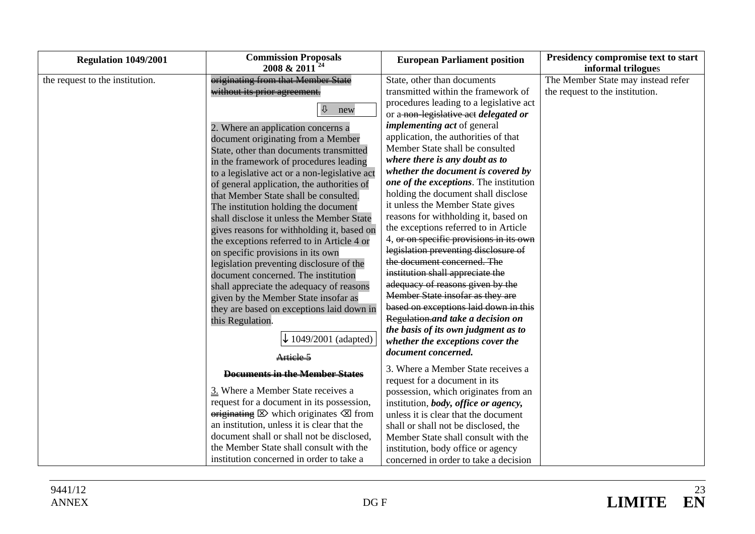| Regulation 1049/2001 | Commission Proposals 2008 & 2011 [24] | European Parliament position | Presidency compromise text to start informal trilogues |
|---|---|---|---|
| the request to the institution. | ~~originating from that Member State without its prior agreement.~~<br><br>⇩ new<br><br>2. Where an application concerns a document originating from a Member State, other than documents transmitted in the framework of procedures leading to a legislative act or a non-legislative act of general application, the authorities of that Member State shall be consulted. The institution holding the document shall disclose it unless the Member State gives reasons for withholding it, based on the exceptions referred to in Article 4 or on specific provisions in its own legislation preventing disclosure of the document concerned. The institution shall appreciate the adequacy of reasons given by the Member State insofar as they are based on exceptions laid down in this Regulation.<br><br>↓ 1049/2001 (adapted)<br><br>~~Article 5~~<br><br>~~**Documents in the Member States**~~<br><br>3. Where a Member State receives a request for a document in its possession, ~~originating~~ ⌦ which originates ⌫ from an institution, unless it is clear that the document shall or shall not be disclosed, the Member State shall consult with the institution concerned in order to take a | State, other than documents transmitted within the framework of procedures leading to a legislative act or a ~~non-legislative act~~ ***delegated or implementing act*** of general application, the authorities of that Member State shall be consulted ***where there is any doubt as to whether the document is covered by one of the exceptions***. The institution holding the document shall disclose it unless the Member State gives reasons for withholding it, based on the exceptions referred to in Article 4, ~~or on specific provisions in its own legislation preventing disclosure of the document concerned. The institution shall appreciate the adequacy of reasons given by the Member State insofar as they are based on exceptions laid down in this Regulation.~~***and take a decision on the basis of its own judgment as to whether the exceptions cover the document concerned.***<br><br>3. Where a Member State receives a request for a document in its possession, which originates from an institution, ***body, office or agency,*** unless it is clear that the document shall or shall not be disclosed, the Member State shall consult with the institution, body office or agency concerned in order to take a decision | The Member State may instead refer the request to the institution. |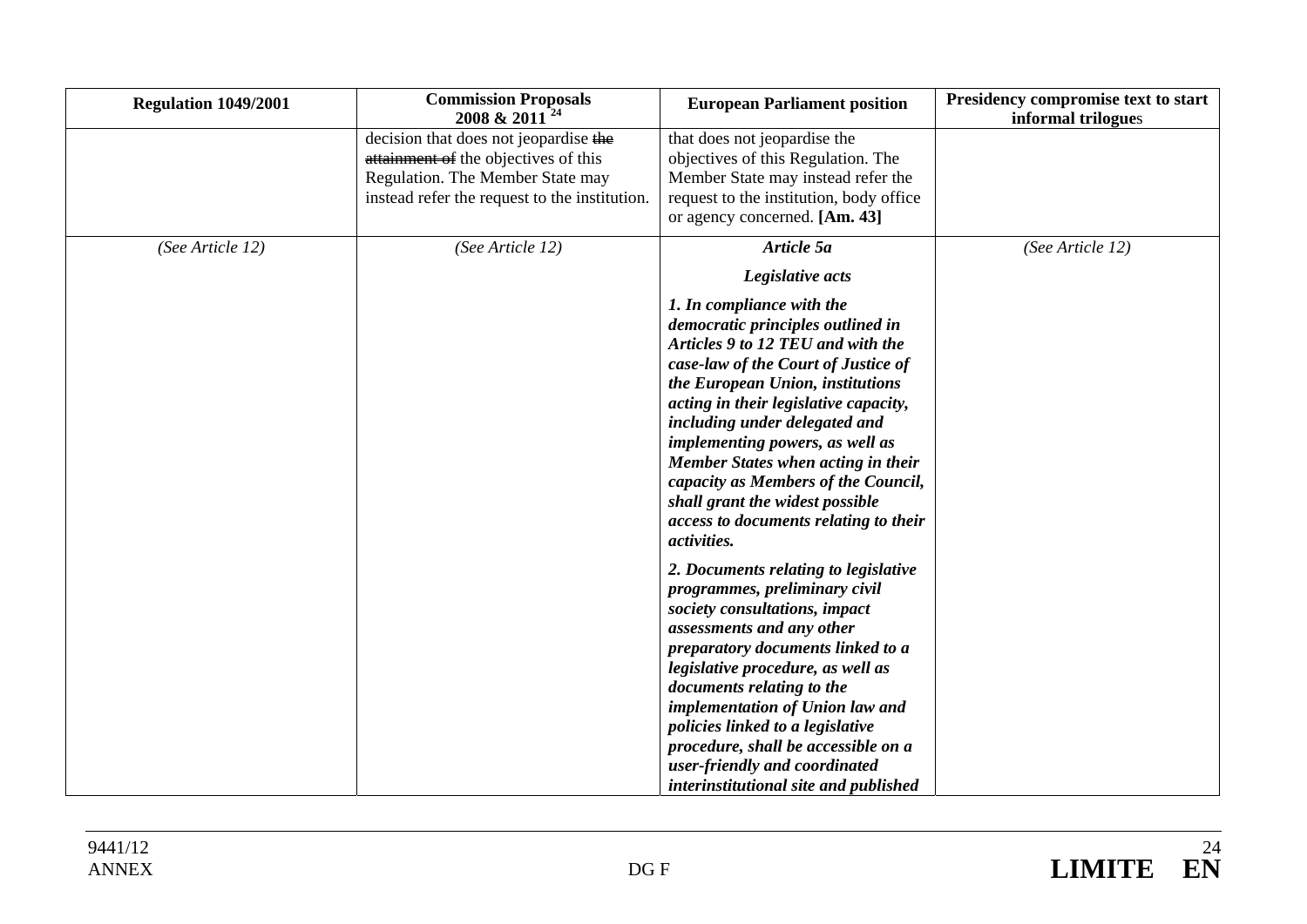| Regulation 1049/2001 | Commission Proposals 2008 & 2011 [24] | European Parliament position | Presidency compromise text to start informal trilogues |
|---|---|---|---|
| | decision that does not jeopardise ~~the attainment of~~ the objectives of this Regulation. The Member State may instead refer the request to the institution. | that does not jeopardise the objectives of this Regulation. The Member State may instead refer the request to the institution, body office or agency concerned. **[Am. 43]** | |
| *(See Article 12)* | *(See Article 12)* | ***Article 5a***<br><br>***Legislative acts***<br><br>***1. In compliance with the democratic principles outlined in Articles 9 to 12 TEU and with the case-law of the Court of Justice of the European Union, institutions acting in their legislative capacity, including under delegated and implementing powers, as well as Member States when acting in their capacity as Members of the Council, shall grant the widest possible access to documents relating to their activities.***<br><br>***2. Documents relating to legislative programmes, preliminary civil society consultations, impact assessments and any other preparatory documents linked to a legislative procedure, as well as documents relating to the implementation of Union law and policies linked to a legislative procedure, shall be accessible on a user-friendly and coordinated interinstitutional site and published*** | *(See Article 12)* |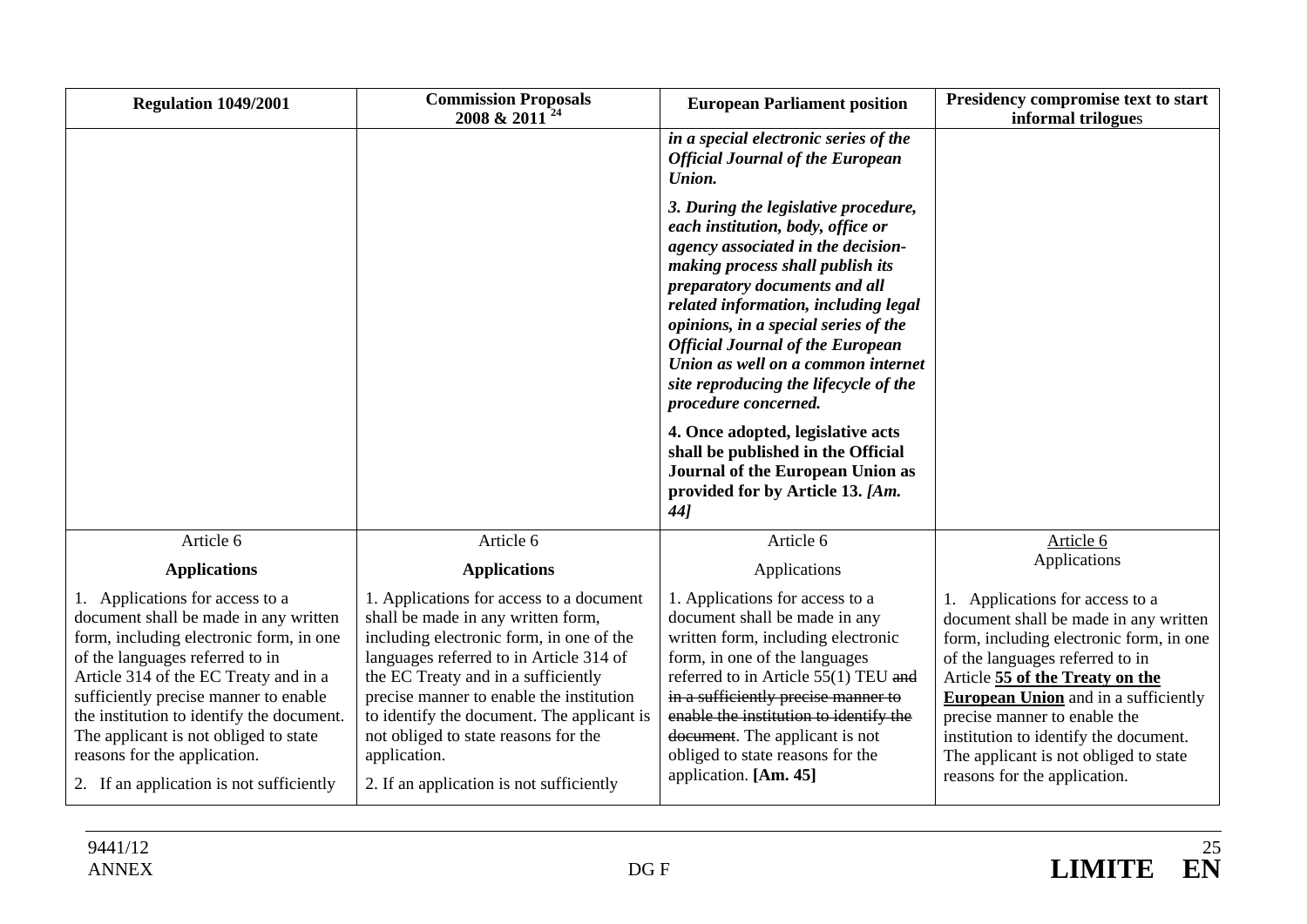| Regulation 1049/2001 | Commission Proposals 2008 & 2011 [24] | European Parliament position | Presidency compromise text to start informal trilogues |
|---|---|---|---|
| | | ***in a special electronic series of the Official Journal of the European Union.*** <br><br> ***3. During the legislative procedure, each institution, body, office or agency associated in the decision-making process shall publish its preparatory documents and all related information, including legal opinions, in a special series of the Official Journal of the European Union as well on a common internet site reproducing the lifecycle of the procedure concerned.*** <br><br> **4. Once adopted, legislative acts shall be published in the Official Journal of the European Union as provided for by Article 13.** ***[Am. 44]*** | |
| Article 6 <br><br> **Applications** <br><br> 1. Applications for access to a document shall be made in any written form, including electronic form, in one of the languages referred to in Article 314 of the EC Treaty and in a sufficiently precise manner to enable the institution to identify the document. The applicant is not obliged to state reasons for the application. <br><br> 2. If an application is not sufficiently | Article 6 <br><br> **Applications** <br><br> 1. Applications for access to a document shall be made in any written form, including electronic form, in one of the languages referred to in Article 314 of the EC Treaty and in a sufficiently precise manner to enable the institution to identify the document. The applicant is not obliged to state reasons for the application. <br><br> 2. If an application is not sufficiently | Article 6 <br><br> Applications <br><br> 1. Applications for access to a document shall be made in any written form, including electronic form, in one of the languages referred to in Article 55(1) TEU ~~and in a sufficiently precise manner to enable the institution to identify the document~~. The applicant is not obliged to state reasons for the application. **[Am. 45]** | Article 6 <br> Applications <br><br> 1. Applications for access to a document shall be made in any written form, including electronic form, in one of the languages referred to in Article **55 of the Treaty on the European Union** and in a sufficiently precise manner to enable the institution to identify the document. The applicant is not obliged to state reasons for the application. |

9441/12
ANNEX
DG F
LIMITE EN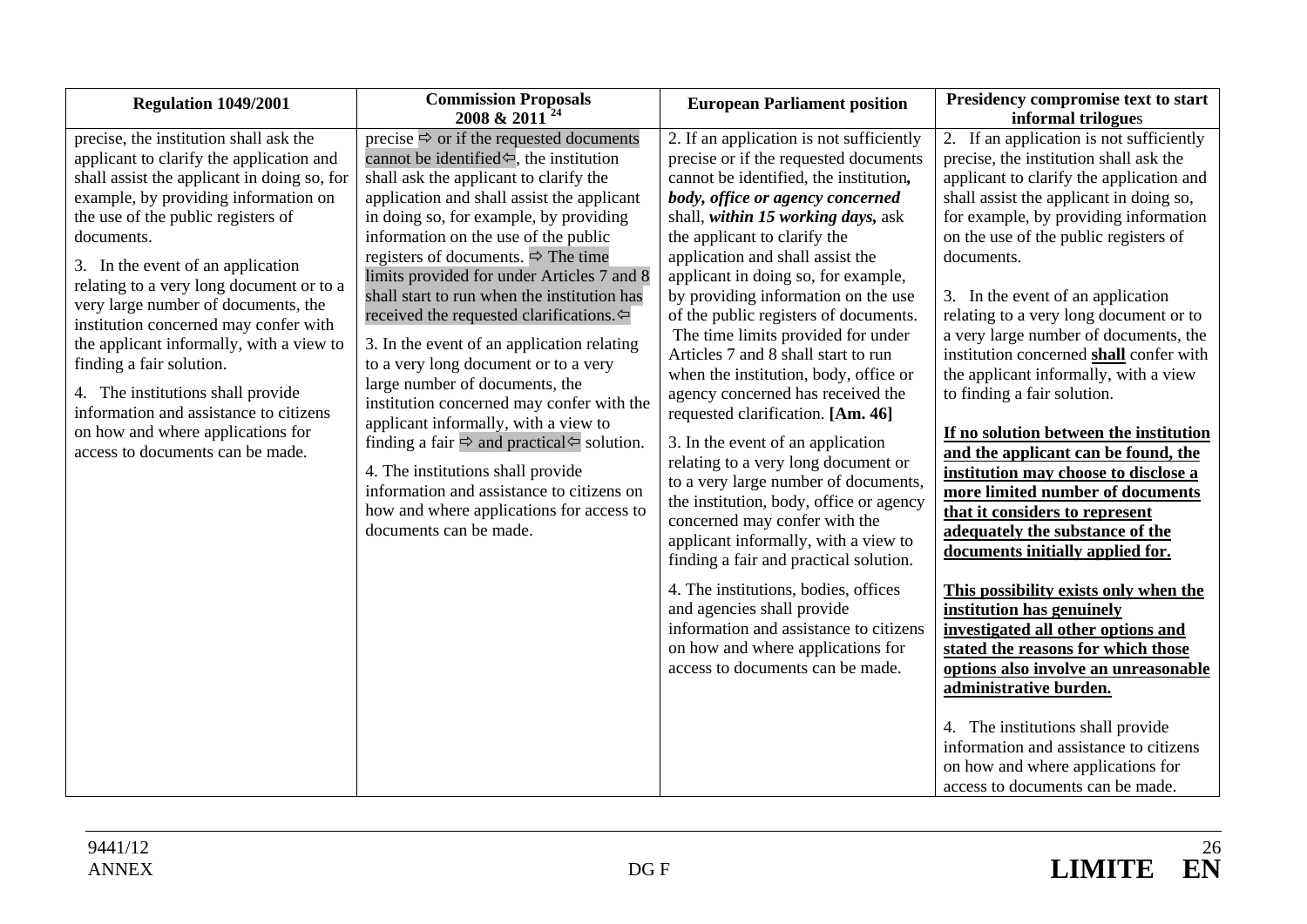| Regulation 1049/2001 | Commission Proposals 2008 & 2011 [24] | European Parliament position | Presidency compromise text to start informal trilogues |
|---|---|---|---|
| precise, the institution shall ask the applicant to clarify the application and shall assist the applicant in doing so, for example, by providing information on the use of the public registers of documents.<br><br>3. In the event of an application relating to a very long document or to a very large number of documents, the institution concerned may confer with the applicant informally, with a view to finding a fair solution.<br><br>4. The institutions shall provide information and assistance to citizens on how and where applications for access to documents can be made. | precise ⇨ or if the requested documents cannot be identified⇦, the institution shall ask the applicant to clarify the application and shall assist the applicant in doing so, for example, by providing information on the use of the public registers of documents. ⇨ The time limits provided for under Articles 7 and 8 shall start to run when the institution has received the requested clarifications.⇦<br><br>3. In the event of an application relating to a very long document or to a very large number of documents, the institution concerned may confer with the applicant informally, with a view to finding a fair ⇨ and practical⇦ solution.<br><br>4. The institutions shall provide information and assistance to citizens on how and where applications for access to documents can be made. | 2. If an application is not sufficiently precise or if the requested documents cannot be identified, the institution***, body, office or agency concerned*** shall, ***within 15 working days,*** ask the applicant to clarify the application and shall assist the applicant in doing so, for example, by providing information on the use of the public registers of documents. The time limits provided for under Articles 7 and 8 shall start to run when the institution, body, office or agency concerned has received the requested clarification. **[Am. 46]**<br><br>3. In the event of an application relating to a very long document or to a very large number of documents, the institution, body, office or agency concerned may confer with the applicant informally, with a view to finding a fair and practical solution.<br><br>4. The institutions, bodies, offices and agencies shall provide information and assistance to citizens on how and where applications for access to documents can be made. | 2. If an application is not sufficiently precise, the institution shall ask the applicant to clarify the application and shall assist the applicant in doing so, for example, by providing information on the use of the public registers of documents.<br><br>3. In the event of an application relating to a very long document or to a very large number of documents, the institution concerned **shall** confer with the applicant informally, with a view to finding a fair solution.<br><br>**If no solution between the institution and the applicant can be found, the institution may choose to disclose a more limited number of documents that it considers to represent adequately the substance of the documents initially applied for.**<br><br>**This possibility exists only when the institution has genuinely investigated all other options and stated the reasons for which those options also involve an unreasonable administrative burden.**<br><br>4. The institutions shall provide information and assistance to citizens on how and where applications for access to documents can be made. |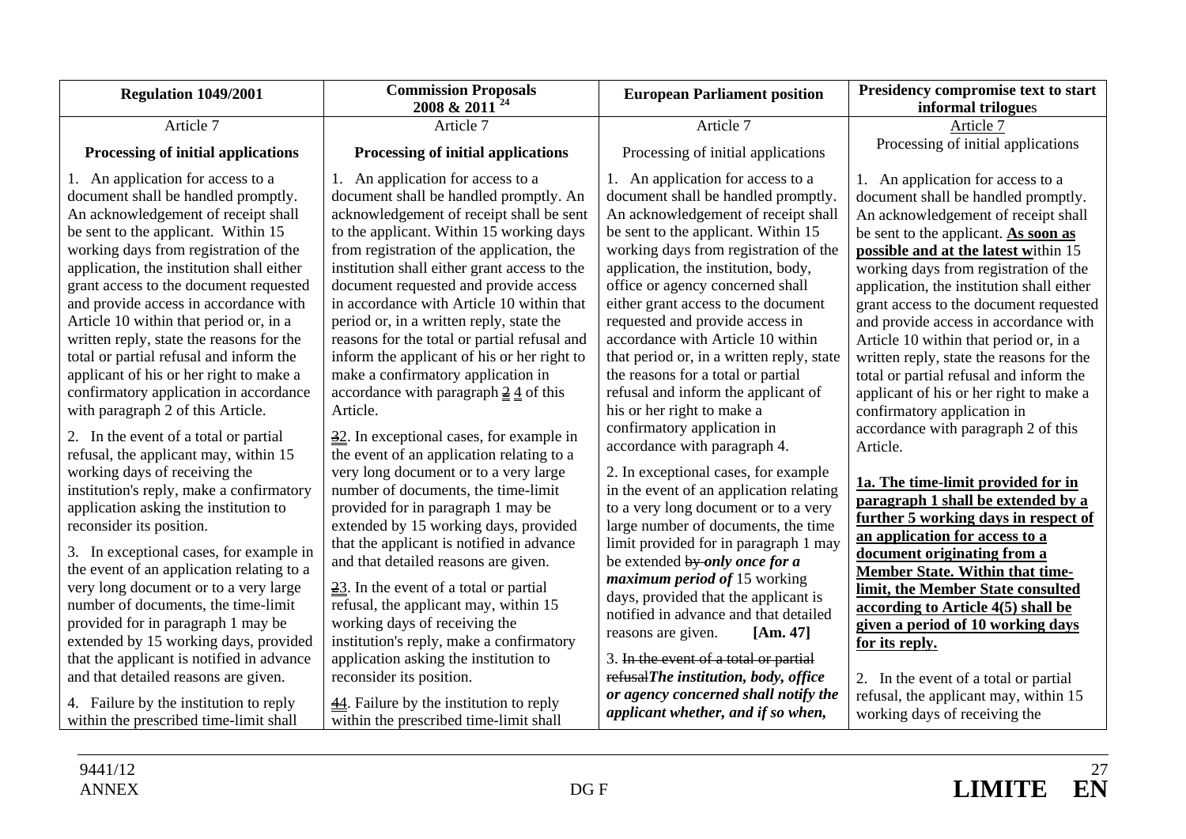| Regulation 1049/2001 | Commission Proposals 2008 & 2011 [24] | European Parliament position | Presidency compromise text to start informal trilogues |
|---|---|---|---|
| Article 7 | Article 7 | Article 7 | Article 7 |
| **Processing of initial applications** | **Processing of initial applications** | Processing of initial applications | Processing of initial applications |
| 1. An application for access to a document shall be handled promptly. An acknowledgement of receipt shall be sent to the applicant. Within 15 working days from registration of the application, the institution shall either grant access to the document requested and provide access in accordance with Article 10 within that period or, in a written reply, state the reasons for the total or partial refusal and inform the applicant of his or her right to make a confirmatory application in accordance with paragraph 2 of this Article.<br><br>2. In the event of a total or partial refusal, the applicant may, within 15 working days of receiving the institution's reply, make a confirmatory application asking the institution to reconsider its position.<br><br>3. In exceptional cases, for example in the event of an application relating to a very long document or to a very large number of documents, the time-limit provided for in paragraph 1 may be extended by 15 working days, provided that the applicant is notified in advance and that detailed reasons are given.<br><br>4. Failure by the institution to reply within the prescribed time-limit shall | 1. An application for access to a document shall be handled promptly. An acknowledgement of receipt shall be sent to the applicant. Within 15 working days from registration of the application, the institution shall either grant access to the document requested and provide access in accordance with Article 10 within that period or, in a written reply, state the reasons for the total or partial refusal and inform the applicant of his or her right to make a confirmatory application in accordance with paragraph ~~2~~ 4 of this Article.<br><br>~~3~~2. In exceptional cases, for example in the event of an application relating to a very long document or to a very large number of documents, the time-limit provided for in paragraph 1 may be extended by 15 working days, provided that the applicant is notified in advance and that detailed reasons are given.<br><br>~~2~~3. In the event of a total or partial refusal, the applicant may, within 15 working days of receiving the institution's reply, make a confirmatory application asking the institution to reconsider its position.<br><br>~~4~~4. Failure by the institution to reply within the prescribed time-limit shall | 1. An application for access to a document shall be handled promptly. An acknowledgement of receipt shall be sent to the applicant. Within 15 working days from registration of the application, the institution, body, office or agency concerned shall either grant access to the document requested and provide access in accordance with Article 10 within that period or, in a written reply, state the reasons for a total or partial refusal and inform the applicant of his or her right to make a confirmatory application in accordance with paragraph 4.<br><br>2. In exceptional cases, for example in the event of an application relating to a very long document or to a very large number of documents, the time limit provided for in paragraph 1 may be extended ~~by~~ ***only once for a maximum period of*** 15 working days, provided that the applicant is notified in advance and that detailed reasons are given. **[Am. 47]**<br><br>3. ~~In the event of a total or partial refusal~~***The institution, body, office or agency concerned shall notify the applicant whether, and if so when,*** | 1. An application for access to a document shall be handled promptly. An acknowledgement of receipt shall be sent to the applicant. **As soon as possible and at the latest w**ithin 15 working days from registration of the application, the institution shall either grant access to the document requested and provide access in accordance with Article 10 within that period or, in a written reply, state the reasons for the total or partial refusal and inform the applicant of his or her right to make a confirmatory application in accordance with paragraph 2 of this Article.<br><br>**1a. The time-limit provided for in paragraph 1 shall be extended by a further 5 working days in respect of an application for access to a document originating from a Member State. Within that time-limit, the Member State consulted according to Article 4(5) shall be given a period of 10 working days for its reply.**<br><br>2. In the event of a total or partial refusal, the applicant may, within 15 working days of receiving the |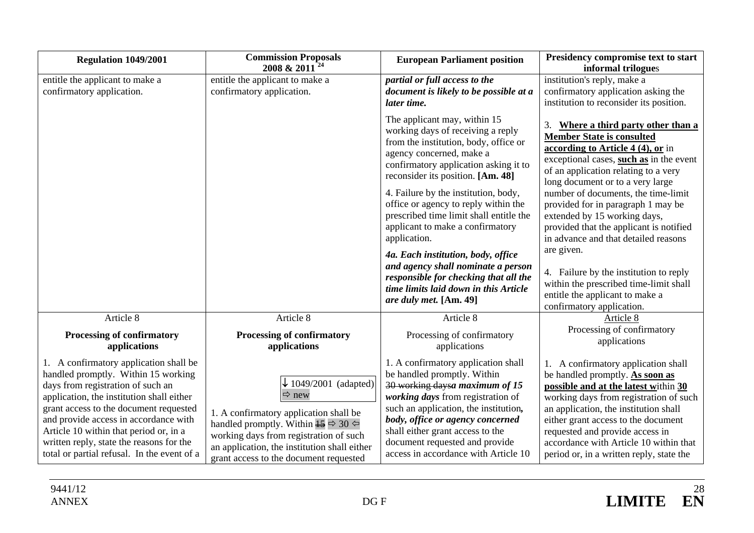| Regulation 1049/2001 | Commission Proposals 2008 & 2011 [24] | European Parliament position | Presidency compromise text to start informal trilogues |
|---|---|---|---|
| entitle the applicant to make a confirmatory application. | entitle the applicant to make a confirmatory application. | ***partial or full access to the document is likely to be possible at a later time.*** <br><br> The applicant may, within 15 working days of receiving a reply from the institution, body, office or agency concerned, make a confirmatory application asking it to reconsider its position. **[Am. 48]** <br><br> 4. Failure by the institution, body, office or agency to reply within the prescribed time limit shall entitle the applicant to make a confirmatory application. <br><br> ***4a. Each institution, body, office and agency shall nominate a person responsible for checking that all the time limits laid down in this Article are duly met.*** **[Am. 49]** | institution's reply, make a confirmatory application asking the institution to reconsider its position. <br><br> 3. **Where a third party other than a Member State is consulted according to Article 4 (4), or** in exceptional cases, **such as** in the event of an application relating to a very long document or to a very large number of documents, the time-limit provided for in paragraph 1 may be extended by 15 working days, provided that the applicant is notified in advance and that detailed reasons are given. <br><br> 4. Failure by the institution to reply within the prescribed time-limit shall entitle the applicant to make a confirmatory application. |
| Article 8 <br><br> **Processing of confirmatory applications** | Article 8 <br><br> **Processing of confirmatory applications** | Article 8 <br><br> Processing of confirmatory applications | Article 8 <br><br> Processing of confirmatory applications |
| 1. A confirmatory application shall be handled promptly. Within 15 working days from registration of such an application, the institution shall either grant access to the document requested and provide access in accordance with Article 10 within that period or, in a written reply, state the reasons for the total or partial refusal. In the event of a | ↓ 1049/2001 (adapted) ⇨ new <br><br> 1. A confirmatory application shall be handled promptly. Within ~~15~~ ⇨ 30 ⇦ working days from registration of such an application, the institution shall either grant access to the document requested | 1. A confirmatory application shall be handled promptly. Within ~~30 working days~~***a maximum of 15 working days*** from registration of such an application, the institution***, body, office or agency concerned*** shall either grant access to the document requested and provide access in accordance with Article 10 | 1. A confirmatory application shall be handled promptly. **As soon as possible and at the latest w**ithin **30** working days from registration of such an application, the institution shall either grant access to the document requested and provide access in accordance with Article 10 within that period or, in a written reply, state the |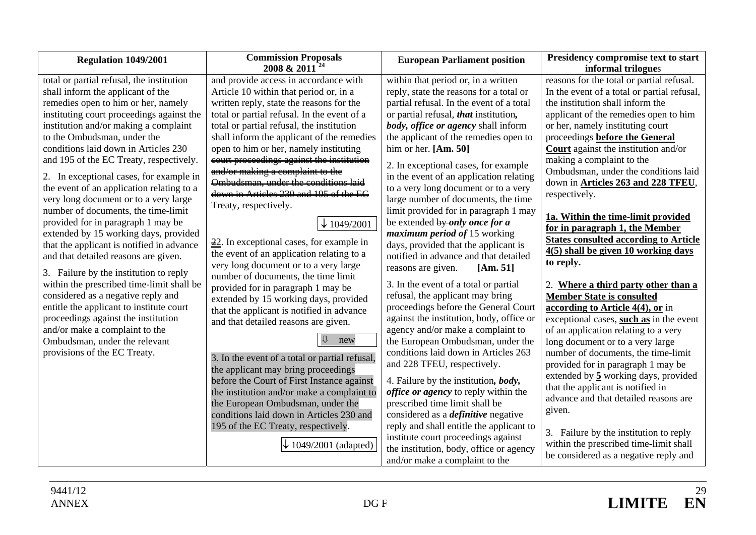| Regulation 1049/2001 | Commission Proposals 2008 & 2011 [24] | European Parliament position | Presidency compromise text to start informal trilogues |
|---|---|---|---|
| total or partial refusal, the institution shall inform the applicant of the remedies open to him or her, namely instituting court proceedings against the institution and/or making a complaint to the Ombudsman, under the conditions laid down in Articles 230 and 195 of the EC Treaty, respectively.<br><br>2. In exceptional cases, for example in the event of an application relating to a very long document or to a very large number of documents, the time-limit provided for in paragraph 1 may be extended by 15 working days, provided that the applicant is notified in advance and that detailed reasons are given.<br><br>3. Failure by the institution to reply within the prescribed time-limit shall be considered as a negative reply and entitle the applicant to institute court proceedings against the institution and/or make a complaint to the Ombudsman, under the relevant provisions of the EC Treaty. | and provide access in accordance with Article 10 within that period or, in a written reply, state the reasons for the total or partial refusal. In the event of a total or partial refusal, the institution shall inform the applicant of the remedies open to him or her~~, namely instituting court proceedings against the institution and/or making a complaint to the Ombudsman, under the conditions laid down in Articles 230 and 195 of the EC Treaty, respectively~~.<br><br>↓ 1049/2001<br><br>~~2~~2. In exceptional cases, for example in the event of an application relating to a very long document or to a very large number of documents, the time limit provided for in paragraph 1 may be extended by 15 working days, provided that the applicant is notified in advance and that detailed reasons are given.<br><br>⇩ new<br><br>3. In the event of a total or partial refusal, the applicant may bring proceedings before the Court of First Instance against the institution and/or make a complaint to the European Ombudsman, under the conditions laid down in Articles 230 and 195 of the EC Treaty, respectively.<br><br>↓ 1049/2001 (adapted) | within that period or, in a written reply, state the reasons for a total or partial refusal. In the event of a total or partial refusal, ***that*** institution***, body, office or agency*** shall inform the applicant of the remedies open to him or her. **[Am. 50]**<br><br>2. In exceptional cases, for example in the event of an application relating to a very long document or to a very large number of documents, the time limit provided for in paragraph 1 may be extended ~~by~~ ***only once for a maximum period of*** 15 working days, provided that the applicant is notified in advance and that detailed reasons are given. **[Am. 51]**<br><br>3. In the event of a total or partial refusal, the applicant may bring proceedings before the General Court against the institution, body, office or agency and/or make a complaint to the European Ombudsman, under the conditions laid down in Articles 263 and 228 TFEU, respectively.<br><br>4. Failure by the institution***, body, office or agency*** to reply within the prescribed time limit shall be considered as a ***definitive*** negative reply and shall entitle the applicant to institute court proceedings against the institution, body, office or agency and/or make a complaint to the | reasons for the total or partial refusal. In the event of a total or partial refusal, the institution shall inform the applicant of the remedies open to him or her, namely instituting court proceedings **before the General Court** against the institution and/or making a complaint to the Ombudsman, under the conditions laid down in **Articles 263 and 228 TFEU**, respectively.<br><br>**1a. Within the time-limit provided for in paragraph 1, the Member States consulted according to Article 4(5) shall be given 10 working days to reply.**<br><br>2. **Where a third party other than a Member State is consulted according to Article 4(4), or** in exceptional cases, **such as** in the event of an application relating to a very long document or to a very large number of documents, the time-limit provided for in paragraph 1 may be extended by **5** working days, provided that the applicant is notified in advance and that detailed reasons are given.<br><br>3. Failure by the institution to reply within the prescribed time-limit shall be considered as a negative reply and |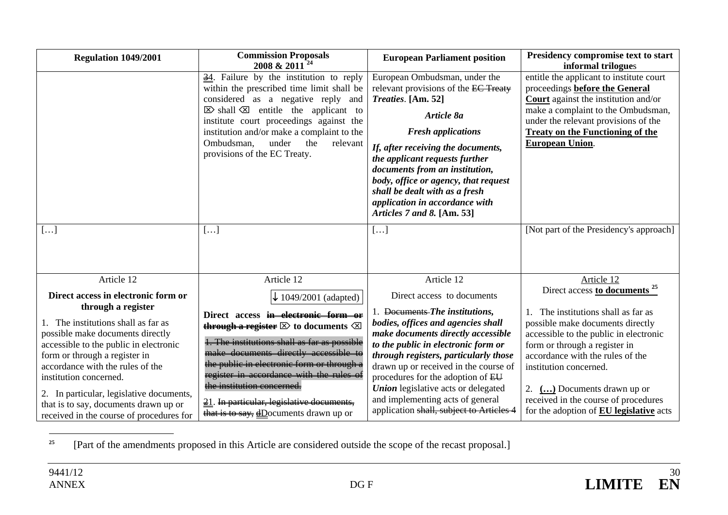| Regulation 1049/2001 | Commission Proposals 2008 & 2011 [24] | European Parliament position | Presidency compromise text to start informal trilogues |
|---|---|---|---|
| | ~~3~~4. Failure by the institution to reply within the prescribed time limit shall be considered as a negative reply and ⌦ shall ⌫ entitle the applicant to institute court proceedings against the institution and/or make a complaint to the Ombudsman, under the relevant provisions of the EC Treaty. | European Ombudsman, under the relevant provisions of the ~~EC Treaty~~ ***Treaties***. **[Am. 52]**<br><br>***Article 8a***<br><br>***Fresh applications***<br><br>***If, after receiving the documents, the applicant requests further documents from an institution, body, office or agency, that request shall be dealt with as a fresh application in accordance with Articles 7 and 8.* [Am. 53]** | entitle the applicant to institute court proceedings **before the General Court** against the institution and/or make a complaint to the Ombudsman, under the relevant provisions of the **Treaty on the Functioning of the European Union**. |
| […] | […] | […] | [Not part of the Presidency's approach] |
| Article 12<br><br>**Direct access in electronic form or through a register**<br><br>1. The institutions shall as far as possible make documents directly accessible to the public in electronic form or through a register in accordance with the rules of the institution concerned.<br><br>2. In particular, legislative documents, that is to say, documents drawn up or received in the course of procedures for | Article 12<br><br>↓ 1049/2001 (adapted)<br><br>**Direct access ~~in electronic form or through a register~~ ⌦ to documents ⌫**<br><br>~~1. The institutions shall as far as possible make documents directly accessible to the public in electronic form or through a register in accordance with the rules of the institution concerned.~~<br><br>~~2~~1. ~~In particular, legislative documents, that is to say, d~~Documents drawn up or | Article 12<br><br>Direct access to documents<br><br>1. ~~Documents~~ ***The institutions, bodies, offices and agencies shall make documents directly accessible to the public in electronic form or through registers, particularly those*** drawn up or received in the course of procedures for the adoption of ~~EU~~ ***Union*** legislative acts or delegated and implementing acts of general application ~~shall, subject to Articles 4~~ | Article 12<br><br>Direct access **to documents** [25]<br><br>1. The institutions shall as far as possible make documents directly accessible to the public in electronic form or through a register in accordance with the rules of the institution concerned.<br><br>2. **(…)** Documents drawn up or received in the course of procedures for the adoption of **EU legislative** acts |

[25] [Part of the amendments proposed in this Article are considered outside the scope of the recast proposal.]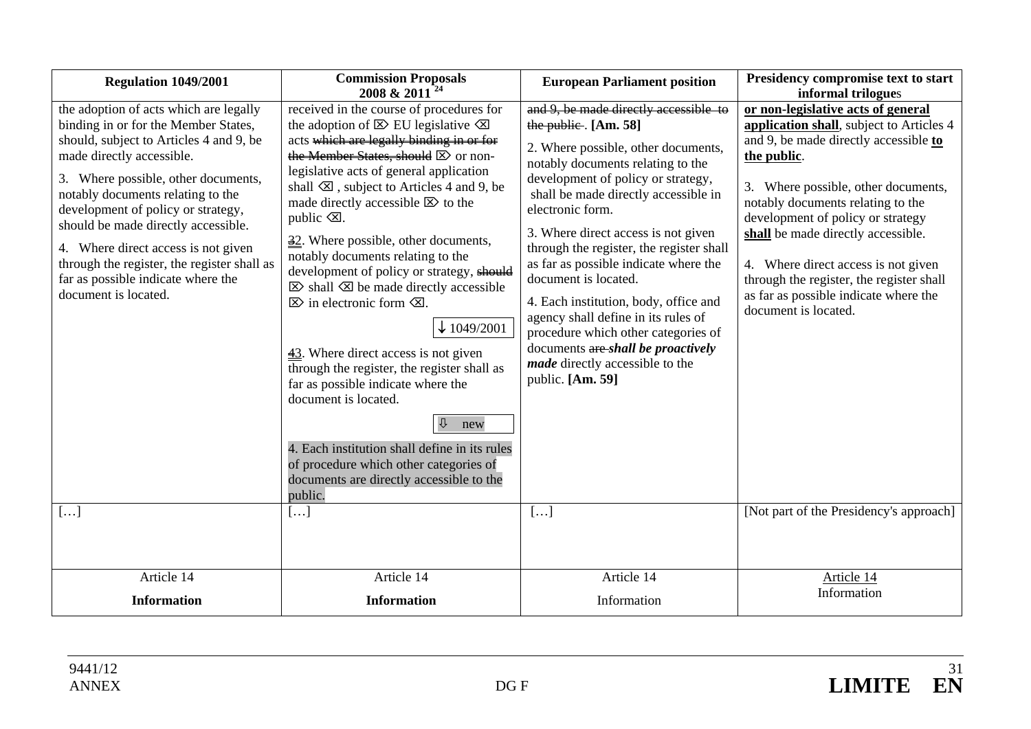| Regulation 1049/2001 | Commission Proposals 2008 & 2011 [24] | European Parliament position | Presidency compromise text to start informal trilogues |
|---|---|---|---|
| the adoption of acts which are legally binding in or for the Member States, should, subject to Articles 4 and 9, be made directly accessible.<br><br>3. Where possible, other documents, notably documents relating to the development of policy or strategy, should be made directly accessible.<br><br>4. Where direct access is not given through the register, the register shall as far as possible indicate where the document is located. | received in the course of procedures for the adoption of ⌦ EU legislative ⌫ acts ~~which are legally binding in or for the Member States, should~~ ⌦ or non-legislative acts of general application shall ⌫ , subject to Articles 4 and 9, be made directly accessible ⌦ to the public ⌫.<br><br>~~3~~2. Where possible, other documents, notably documents relating to the development of policy or strategy, ~~should~~ ⌦ shall ⌫ be made directly accessible ⌦ in electronic form ⌫.<br><br>↓ 1049/2001<br><br>~~4~~3. Where direct access is not given through the register, the register shall as far as possible indicate where the document is located.<br><br>⇩ new<br><br>4. Each institution shall define in its rules of procedure which other categories of documents are directly accessible to the public. | ~~and 9, be made directly accessible to the public~~. **[Am. 58]**<br><br>2. Where possible, other documents, notably documents relating to the development of policy or strategy, shall be made directly accessible in electronic form.<br><br>3. Where direct access is not given through the register, the register shall as far as possible indicate where the document is located.<br><br>4. Each institution, body, office and agency shall define in its rules of procedure which other categories of documents ~~are~~ ***shall be proactively made*** directly accessible to the public. **[Am. 59]** | **or non-legislative acts of general application shall**, subject to Articles 4 and 9, be made directly accessible **to the public**.<br><br>3. Where possible, other documents, notably documents relating to the development of policy or strategy **shall** be made directly accessible.<br><br>4. Where direct access is not given through the register, the register shall as far as possible indicate where the document is located. |
| […] | […] | […] | [Not part of the Presidency's approach] |
| Article 14<br>**Information** | Article 14<br>**Information** | Article 14<br>Information | Article 14<br>Information |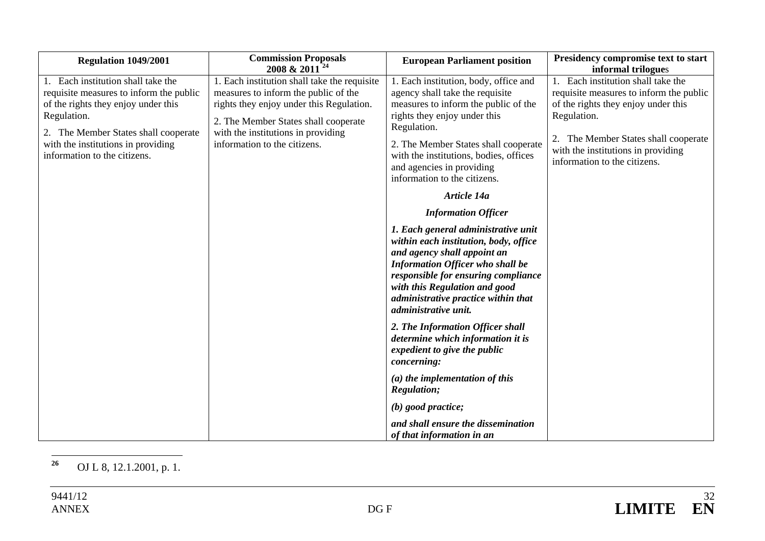| Regulation 1049/2001 | Commission Proposals 2008 & 2011 [24] | European Parliament position | Presidency compromise text to start informal trilogues |
|---|---|---|---|
| 1. Each institution shall take the requisite measures to inform the public of the rights they enjoy under this Regulation.<br><br>2. The Member States shall cooperate with the institutions in providing information to the citizens. | 1. Each institution shall take the requisite measures to inform the public of the rights they enjoy under this Regulation.<br><br>2. The Member States shall cooperate with the institutions in providing information to the citizens. | 1. Each institution, body, office and agency shall take the requisite measures to inform the public of the rights they enjoy under this Regulation.<br><br>2. The Member States shall cooperate with the institutions, bodies, offices and agencies in providing information to the citizens.<br><br>***Article 14a***<br><br>***Information Officer***<br><br>***1. Each general administrative unit within each institution, body, office and agency shall appoint an Information Officer who shall be responsible for ensuring compliance with this Regulation and good administrative practice within that administrative unit.***<br><br>***2. The Information Officer shall determine which information it is expedient to give the public concerning:***<br><br>***(a) the implementation of this Regulation;***<br><br>***(b) good practice;***<br><br>***and shall ensure the dissemination of that information in an*** | 1. Each institution shall take the requisite measures to inform the public of the rights they enjoy under this Regulation.<br><br>2. The Member States shall cooperate with the institutions in providing information to the citizens. |

[26] OJ L 8, 12.1.2001, p. 1.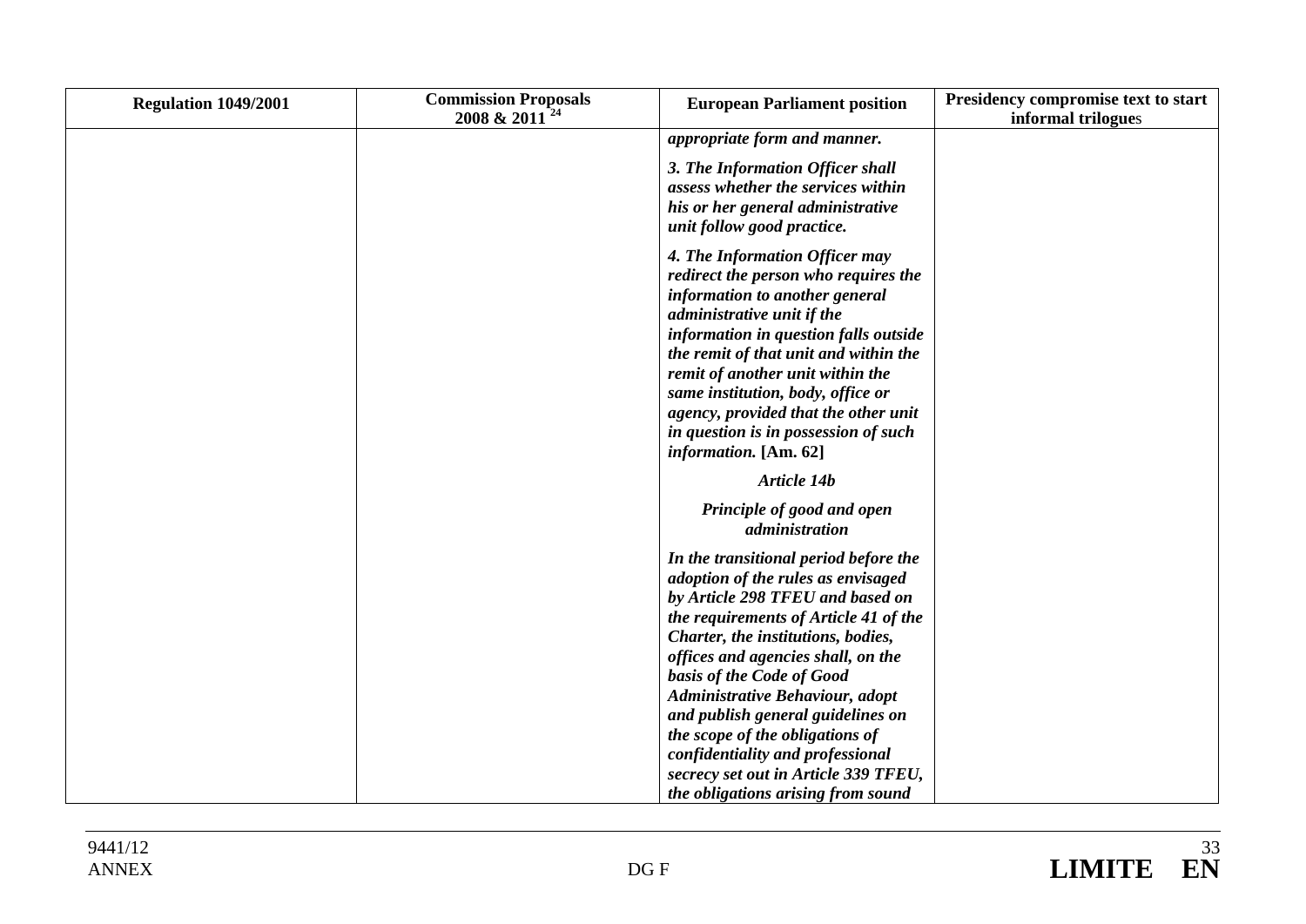| Regulation 1049/2001 | Commission Proposals 2008 & 2011 [24] | European Parliament position | Presidency compromise text to start informal trilogues |
|---|---|---|---|
| | | ***appropriate form and manner.*** <br><br> ***3. The Information Officer shall assess whether the services within his or her general administrative unit follow good practice.*** <br><br> ***4. The Information Officer may redirect the person who requires the information to another general administrative unit if the information in question falls outside the remit of that unit and within the remit of another unit within the same institution, body, office or agency, provided that the other unit in question is in possession of such information.*** **[Am. 62]** <br><br> ***Article 14b*** <br><br> ***Principle of good and open administration*** <br><br> ***In the transitional period before the adoption of the rules as envisaged by Article 298 TFEU and based on the requirements of Article 41 of the Charter, the institutions, bodies, offices and agencies shall, on the basis of the Code of Good Administrative Behaviour, adopt and publish general guidelines on the scope of the obligations of confidentiality and professional secrecy set out in Article 339 TFEU, the obligations arising from sound*** | |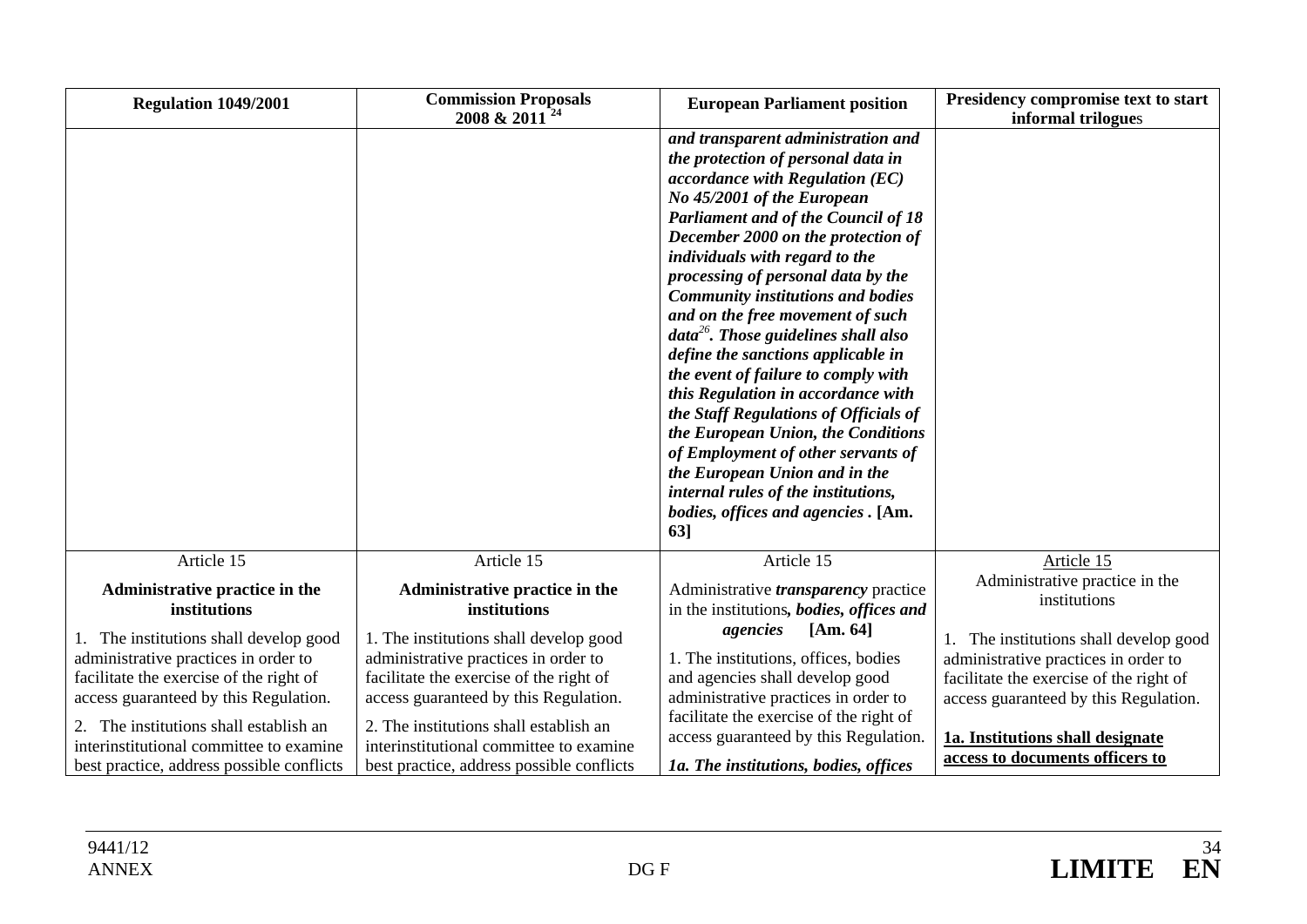| Regulation 1049/2001 | Commission Proposals 2008 & 2011 [24] | European Parliament position | Presidency compromise text to start informal trilogues |
|---|---|---|---|
| | | ***and transparent administration and the protection of personal data in accordance with Regulation (EC) No 45/2001 of the European Parliament and of the Council of 18 December 2000 on the protection of individuals with regard to the processing of personal data by the Community institutions and bodies and on the free movement of such data[26]. Those guidelines shall also define the sanctions applicable in the event of failure to comply with this Regulation in accordance with the Staff Regulations of Officials of the European Union, the Conditions of Employment of other servants of the European Union and in the internal rules of the institutions, bodies, offices and agencies*. [Am. 63]** | |
| Article 15<br><br>**Administrative practice in the institutions**<br><br>1. The institutions shall develop good administrative practices in order to facilitate the exercise of the right of access guaranteed by this Regulation.<br><br>2. The institutions shall establish an interinstitutional committee to examine best practice, address possible conflicts | Article 15<br><br>**Administrative practice in the institutions**<br><br>1. The institutions shall develop good administrative practices in order to facilitate the exercise of the right of access guaranteed by this Regulation.<br><br>2. The institutions shall establish an interinstitutional committee to examine best practice, address possible conflicts | Article 15<br><br>Administrative ***transparency*** practice in the institutions***, bodies, offices and agencies*** **[Am. 64]**<br><br>1. The institutions, offices, bodies and agencies shall develop good administrative practices in order to facilitate the exercise of the right of access guaranteed by this Regulation.<br><br>***1a. The institutions, bodies, offices*** | Article 15<br><br>Administrative practice in the institutions<br><br>1. The institutions shall develop good administrative practices in order to facilitate the exercise of the right of access guaranteed by this Regulation.<br><br>**1a. Institutions shall designate access to documents officers to** |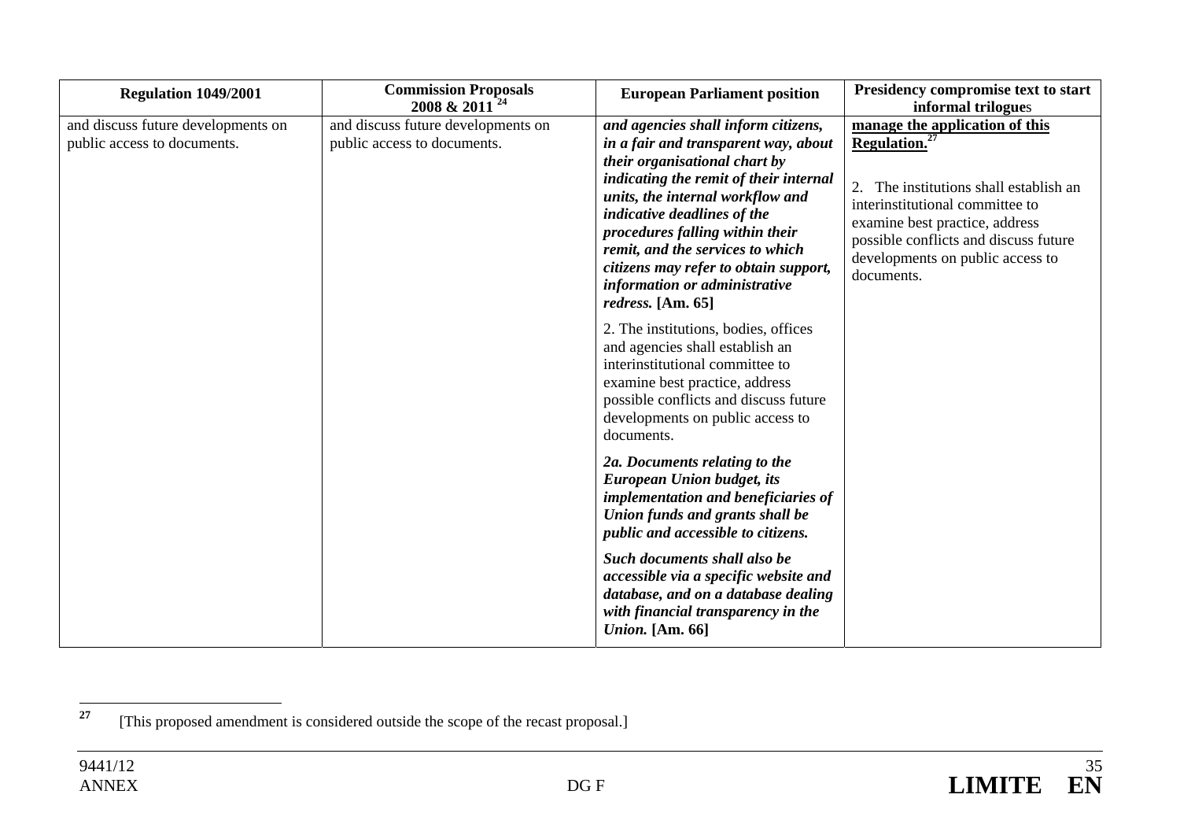| Regulation 1049/2001 | Commission Proposals 2008 & 2011 [24] | European Parliament position | Presidency compromise text to start informal trilogues |
|---|---|---|---|
| and discuss future developments on public access to documents. | and discuss future developments on public access to documents. | ***and agencies shall inform citizens, in a fair and transparent way, about their organisational chart by indicating the remit of their internal units, the internal workflow and indicative deadlines of the procedures falling within their remit, and the services to which citizens may refer to obtain support, information or administrative redress.*** **[Am. 65]**<br><br>2. The institutions, bodies, offices and agencies shall establish an interinstitutional committee to examine best practice, address possible conflicts and discuss future developments on public access to documents.<br><br>***2a. Documents relating to the European Union budget, its implementation and beneficiaries of Union funds and grants shall be public and accessible to citizens.***<br><br>***Such documents shall also be accessible via a specific website and database, and on a database dealing with financial transparency in the Union.*** **[Am. 66]** | **<u>manage the application of this Regulation.</u>** [27]<br><br>2. The institutions shall establish an interinstitutional committee to examine best practice, address possible conflicts and discuss future developments on public access to documents. |

[27] [This proposed amendment is considered outside the scope of the recast proposal.]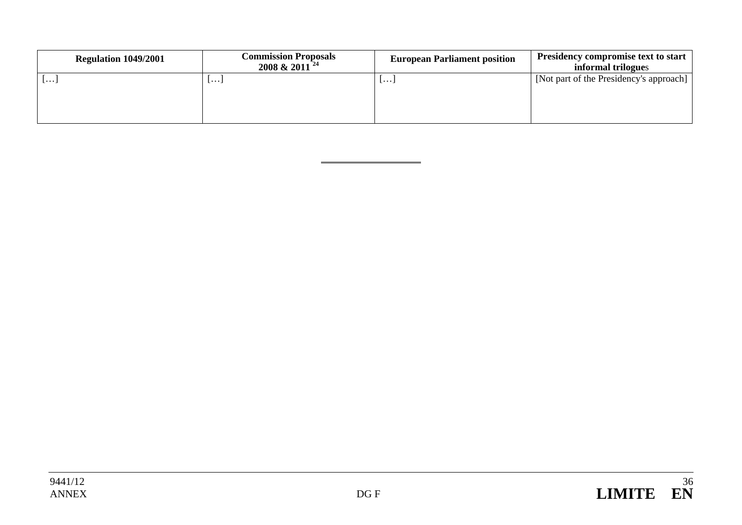| Regulation 1049/2001 | Commission Proposals 2008 & 2011 [24] | European Parliament position | Presidency compromise text to start informal trilogues |
| --- | --- | --- | --- |
| […] | […] | […] | [Not part of the Presidency's approach] |